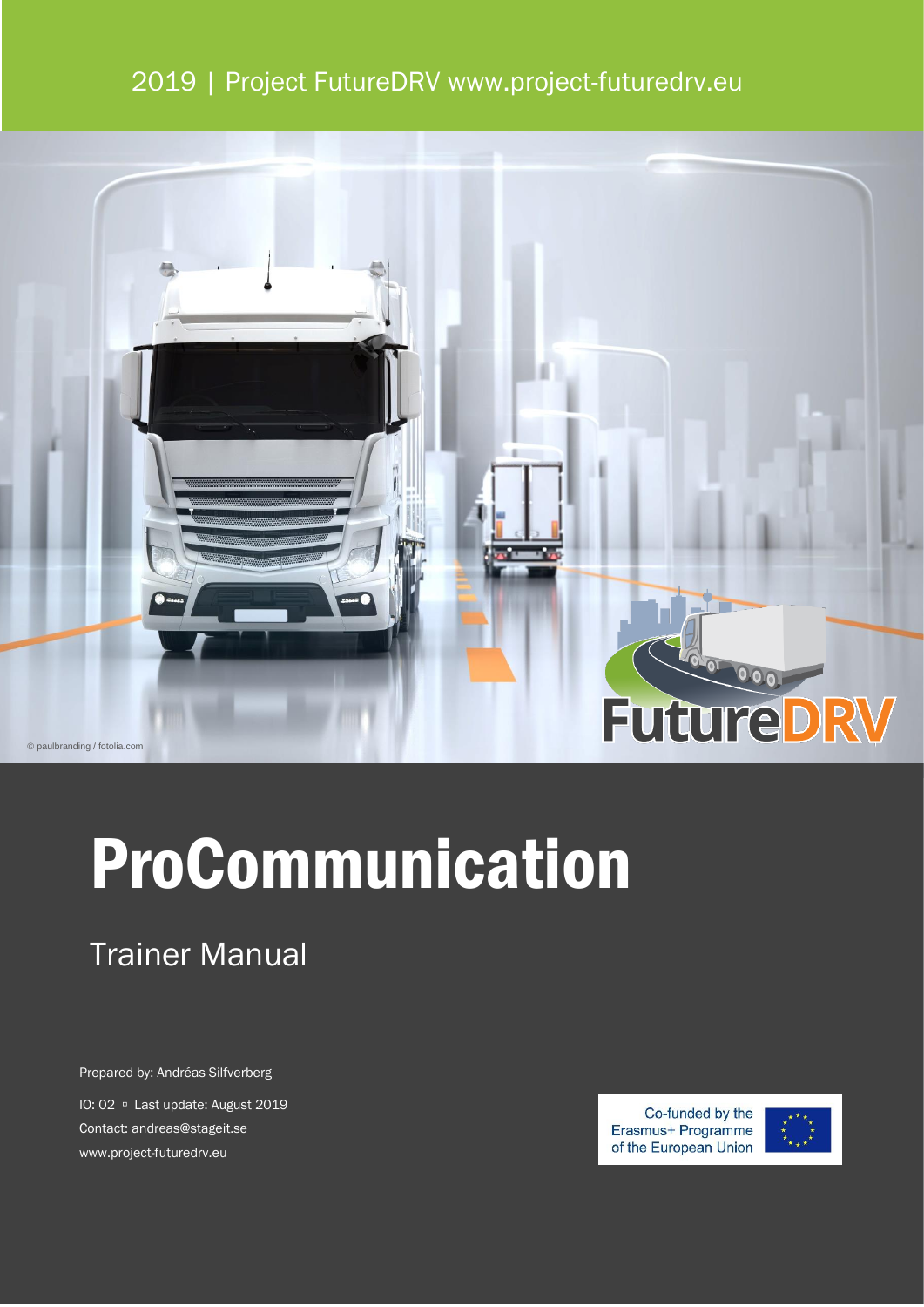2019 | Project FutureDRV www.project-futuredrv.eu

© paulbranding / fotolia.com

FutureDRV

# ProCommunication

## Trainer Manual

Prepared by: Andréas Silfverberg

IO: 02 ▫ Last update: August 2019

Contact: andreas@stageit.se

www.project-futuredrv.eu

Co-funded by the Erasmus+ Programme of the European Union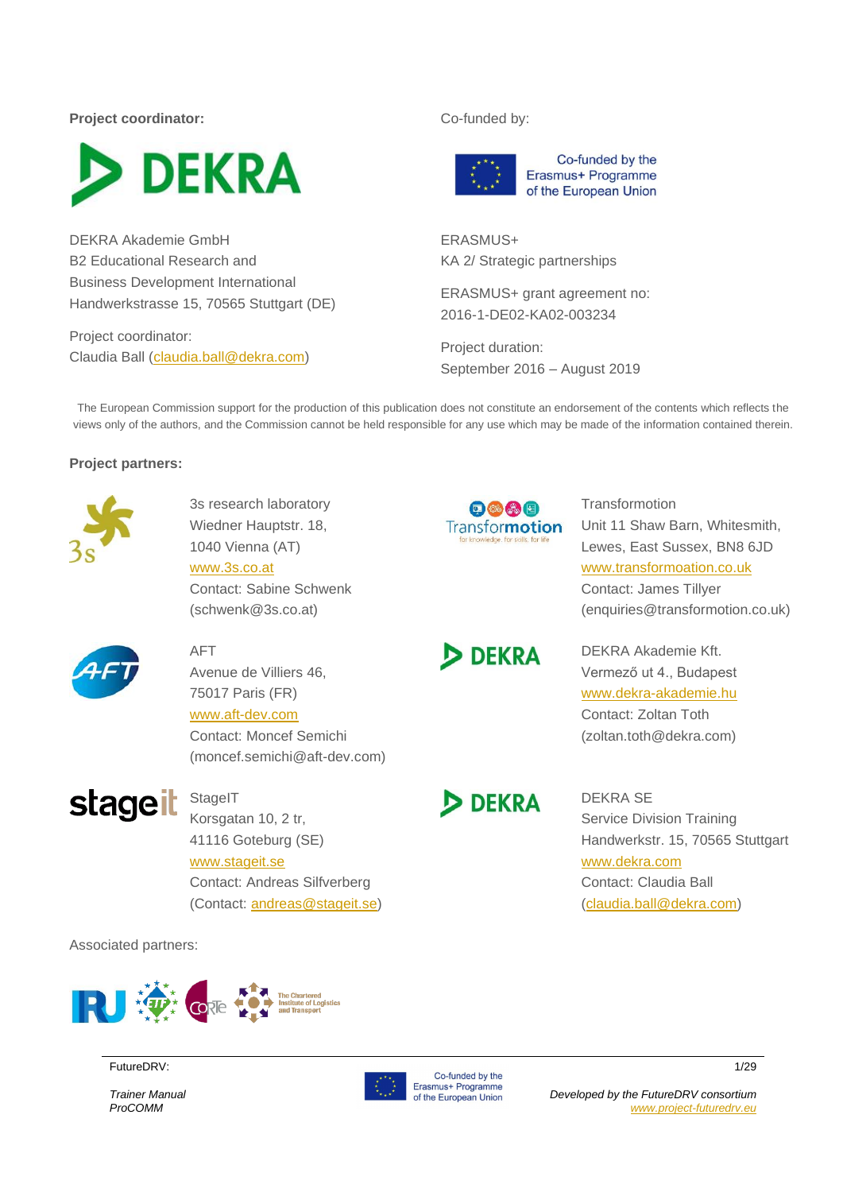**Project coordinator:**

DEKRA Akademie GmbH
B2 Educational Research and
Business Development International
Handwerkstrasse 15, 70565 Stuttgart (DE)

Project coordinator:
Claudia Ball (claudia.ball@dekra.com)

Co-funded by:

Co-funded by the Erasmus+ Programme of the European Union

ERASMUS+
KA 2/ Strategic partnerships

ERASMUS+ grant agreement no:
2016-1-DE02-KA02-003234

Project duration:
September 2016 – August 2019

The European Commission support for the production of this publication does not constitute an endorsement of the contents which reflects the views only of the authors, and the Commission cannot be held responsible for any use which may be made of the information contained therein.

**Project partners:**

3s research laboratory
Wiedner Hauptstr. 18,
1040 Vienna (AT)
www.3s.co.at
Contact: Sabine Schwenk
(schwenk@3s.co.at)

Transformotion
Unit 11 Shaw Barn, Whitesmith,
Lewes, East Sussex, BN8 6JD
www.transformoation.co.uk
Contact: James Tillyer
(enquiries@transformotion.co.uk)

AFT
Avenue de Villiers 46,
75017 Paris (FR)
www.aft-dev.com
Contact: Moncef Semichi
(moncef.semichi@aft-dev.com)

DEKRA Akademie Kft.
Vermező ut 4., Budapest
www.dekra-akademie.hu
Contact: Zoltan Toth
(zoltan.toth@dekra.com)

StageIT
Korsgatan 10, 2 tr,
41116 Goteburg (SE)
www.stageit.se
Contact: Andreas Silfverberg
(Contact: andreas@stageit.se)

DEKRA SE
Service Division Training
Handwerkstr. 15, 70565 Stuttgart
www.dekra.com
Contact: Claudia Ball
(claudia.ball@dekra.com)

Associated partners: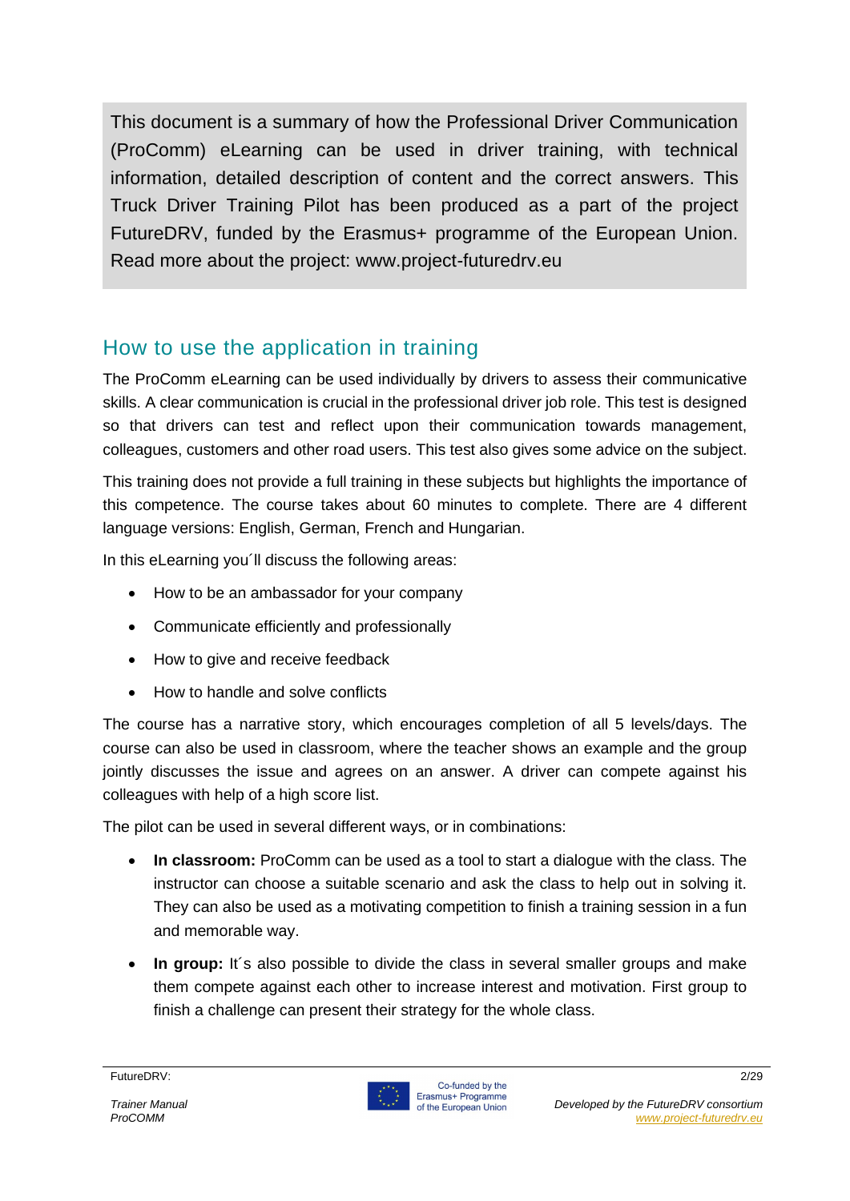This document is a summary of how the Professional Driver Communication (ProComm) eLearning can be used in driver training, with technical information, detailed description of content and the correct answers. This Truck Driver Training Pilot has been produced as a part of the project FutureDRV, funded by the Erasmus+ programme of the European Union. Read more about the project: www.project-futuredrv.eu

## How to use the application in training

The ProComm eLearning can be used individually by drivers to assess their communicative skills. A clear communication is crucial in the professional driver job role. This test is designed so that drivers can test and reflect upon their communication towards management, colleagues, customers and other road users. This test also gives some advice on the subject.

This training does not provide a full training in these subjects but highlights the importance of this competence. The course takes about 60 minutes to complete. There are 4 different language versions: English, German, French and Hungarian.

In this eLearning you´ll discuss the following areas:

- How to be an ambassador for your company
- Communicate efficiently and professionally
- How to give and receive feedback
- How to handle and solve conflicts

The course has a narrative story, which encourages completion of all 5 levels/days. The course can also be used in classroom, where the teacher shows an example and the group jointly discusses the issue and agrees on an answer. A driver can compete against his colleagues with help of a high score list.

The pilot can be used in several different ways, or in combinations:

- **In classroom:** ProComm can be used as a tool to start a dialogue with the class. The instructor can choose a suitable scenario and ask the class to help out in solving it. They can also be used as a motivating competition to finish a training session in a fun and memorable way.
- **In group:** It´s also possible to divide the class in several smaller groups and make them compete against each other to increase interest and motivation. First group to finish a challenge can present their strategy for the whole class.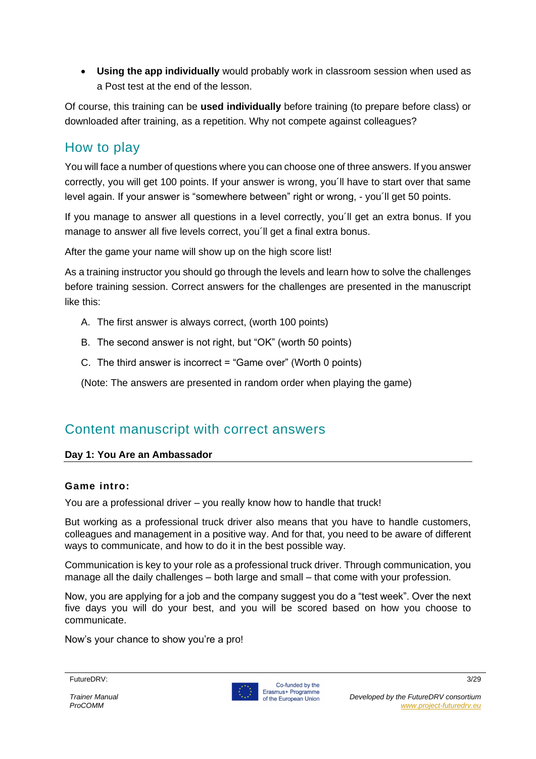- **Using the app individually** would probably work in classroom session when used as a Post test at the end of the lesson.

Of course, this training can be **used individually** before training (to prepare before class) or downloaded after training, as a repetition. Why not compete against colleagues?

## How to play

You will face a number of questions where you can choose one of three answers. If you answer correctly, you will get 100 points. If your answer is wrong, you´ll have to start over that same level again. If your answer is "somewhere between" right or wrong, - you´ll get 50 points.

If you manage to answer all questions in a level correctly, you´ll get an extra bonus. If you manage to answer all five levels correct, you´ll get a final extra bonus.

After the game your name will show up on the high score list!

As a training instructor you should go through the levels and learn how to solve the challenges before training session. Correct answers for the challenges are presented in the manuscript like this:

A. The first answer is always correct, (worth 100 points)

B. The second answer is not right, but "OK" (worth 50 points)

C. The third answer is incorrect = "Game over" (Worth 0 points)

(Note: The answers are presented in random order when playing the game)

## Content manuscript with correct answers

**Day 1: You Are an Ambassador**

### Game intro:

You are a professional driver – you really know how to handle that truck!

But working as a professional truck driver also means that you have to handle customers, colleagues and management in a positive way. And for that, you need to be aware of different ways to communicate, and how to do it in the best possible way.

Communication is key to your role as a professional truck driver. Through communication, you manage all the daily challenges – both large and small – that come with your profession.

Now, you are applying for a job and the company suggest you do a "test week". Over the next five days you will do your best, and you will be scored based on how you choose to communicate.

Now's your chance to show you're a pro!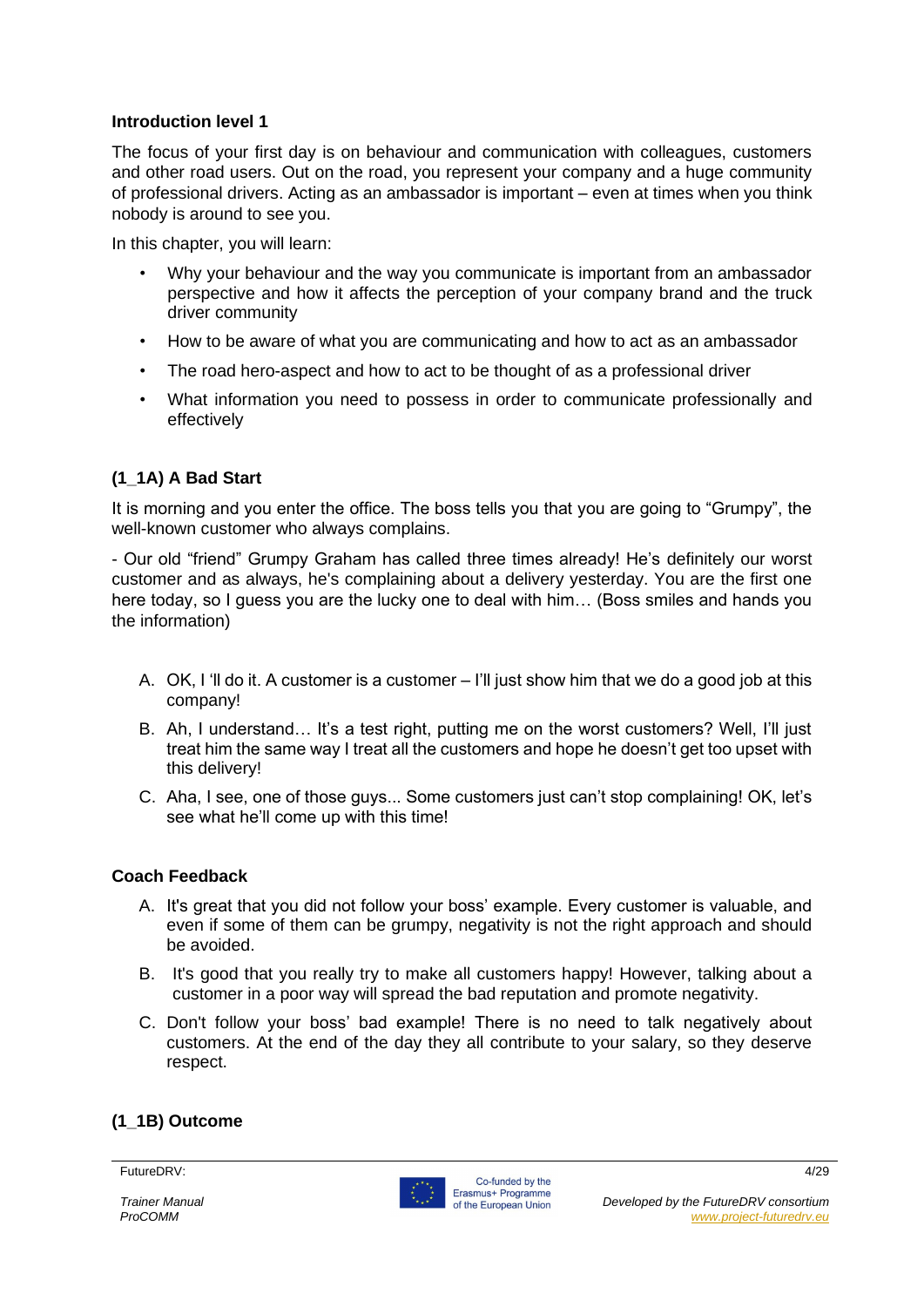**Introduction level 1**

The focus of your first day is on behaviour and communication with colleagues, customers and other road users. Out on the road, you represent your company and a huge community of professional drivers. Acting as an ambassador is important – even at times when you think nobody is around to see you.

In this chapter, you will learn:

- Why your behaviour and the way you communicate is important from an ambassador perspective and how it affects the perception of your company brand and the truck driver community
- How to be aware of what you are communicating and how to act as an ambassador
- The road hero-aspect and how to act to be thought of as a professional driver
- What information you need to possess in order to communicate professionally and effectively

**(1_1A) A Bad Start**

It is morning and you enter the office. The boss tells you that you are going to "Grumpy", the well-known customer who always complains.

- Our old "friend" Grumpy Graham has called three times already! He's definitely our worst customer and as always, he's complaining about a delivery yesterday. You are the first one here today, so I guess you are the lucky one to deal with him… (Boss smiles and hands you the information)

A. OK, I 'll do it. A customer is a customer – I'll just show him that we do a good job at this company!
B. Ah, I understand… It's a test right, putting me on the worst customers? Well, I'll just treat him the same way I treat all the customers and hope he doesn't get too upset with this delivery!
C. Aha, I see, one of those guys... Some customers just can't stop complaining! OK, let's see what he'll come up with this time!

**Coach Feedback**

A. It's great that you did not follow your boss' example. Every customer is valuable, and even if some of them can be grumpy, negativity is not the right approach and should be avoided.
B. It's good that you really try to make all customers happy! However, talking about a customer in a poor way will spread the bad reputation and promote negativity.
C. Don't follow your boss' bad example! There is no need to talk negatively about customers. At the end of the day they all contribute to your salary, so they deserve respect.

**(1_1B) Outcome**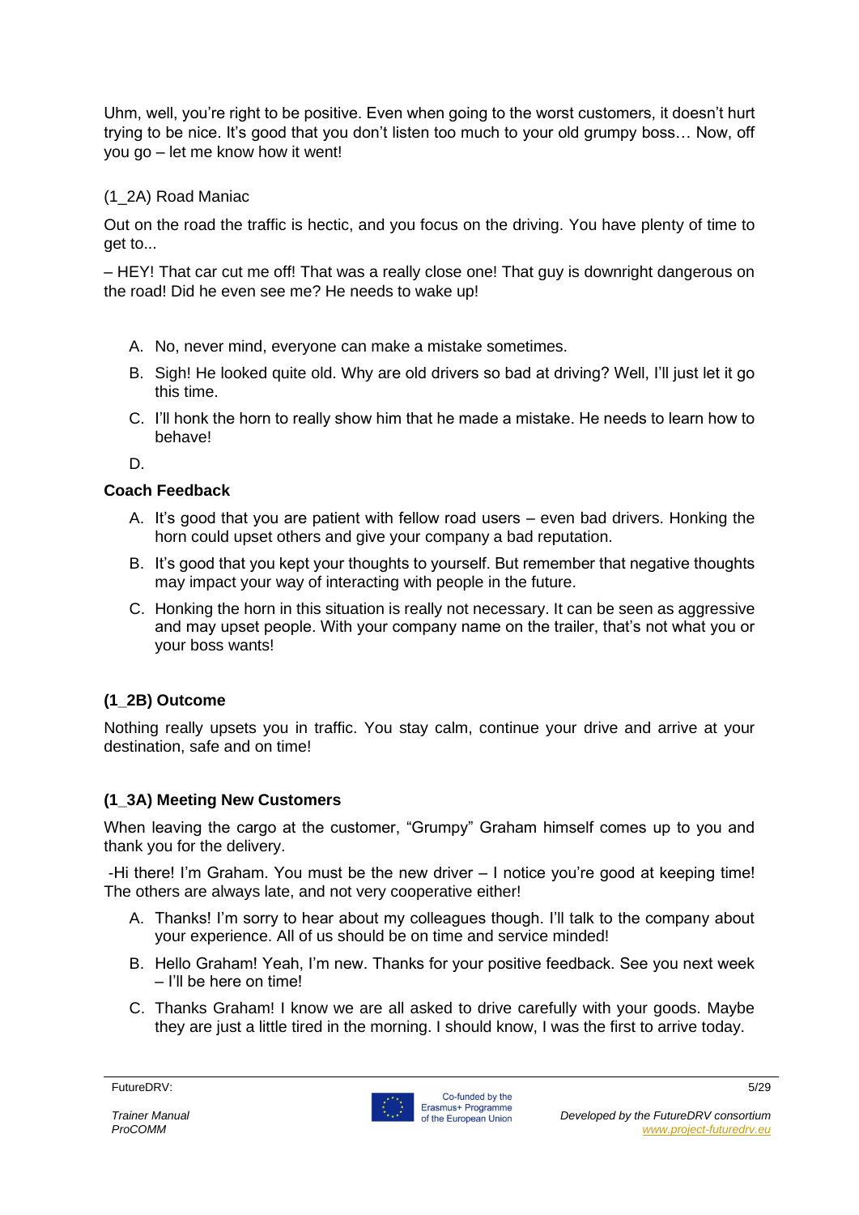Uhm, well, you're right to be positive. Even when going to the worst customers, it doesn't hurt trying to be nice. It's good that you don't listen too much to your old grumpy boss… Now, off you go – let me know how it went!

(1_2A) Road Maniac

Out on the road the traffic is hectic, and you focus on the driving. You have plenty of time to get to...

– HEY! That car cut me off! That was a really close one! That guy is downright dangerous on the road! Did he even see me? He needs to wake up!

A. No, never mind, everyone can make a mistake sometimes.
B. Sigh! He looked quite old. Why are old drivers so bad at driving? Well, I'll just let it go this time.
C. I'll honk the horn to really show him that he made a mistake. He needs to learn how to behave!
D.

**Coach Feedback**

A. It's good that you are patient with fellow road users – even bad drivers. Honking the horn could upset others and give your company a bad reputation.
B. It's good that you kept your thoughts to yourself. But remember that negative thoughts may impact your way of interacting with people in the future.
C. Honking the horn in this situation is really not necessary. It can be seen as aggressive and may upset people. With your company name on the trailer, that's not what you or your boss wants!

**(1_2B) Outcome**

Nothing really upsets you in traffic. You stay calm, continue your drive and arrive at your destination, safe and on time!

**(1_3A) Meeting New Customers**

When leaving the cargo at the customer, "Grumpy" Graham himself comes up to you and thank you for the delivery.

-Hi there! I'm Graham. You must be the new driver – I notice you're good at keeping time! The others are always late, and not very cooperative either!

A. Thanks! I'm sorry to hear about my colleagues though. I'll talk to the company about your experience. All of us should be on time and service minded!
B. Hello Graham! Yeah, I'm new. Thanks for your positive feedback. See you next week – I'll be here on time!
C. Thanks Graham! I know we are all asked to drive carefully with your goods. Maybe they are just a little tired in the morning. I should know, I was the first to arrive today.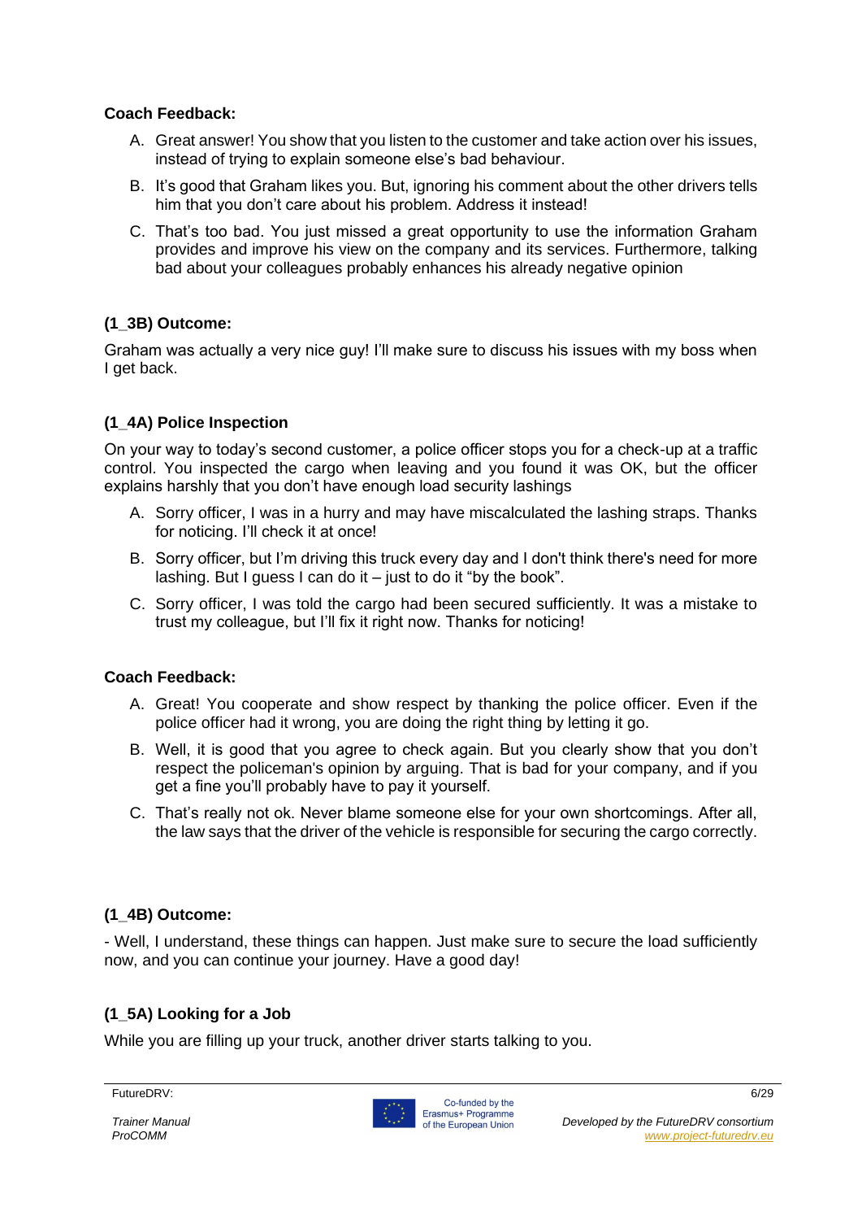**Coach Feedback:**

A. Great answer! You show that you listen to the customer and take action over his issues, instead of trying to explain someone else's bad behaviour.

B. It's good that Graham likes you. But, ignoring his comment about the other drivers tells him that you don't care about his problem. Address it instead!

C. That's too bad. You just missed a great opportunity to use the information Graham provides and improve his view on the company and its services. Furthermore, talking bad about your colleagues probably enhances his already negative opinion

### (1_3B) Outcome:

Graham was actually a very nice guy! I'll make sure to discuss his issues with my boss when I get back.

### (1_4A) Police Inspection

On your way to today's second customer, a police officer stops you for a check-up at a traffic control. You inspected the cargo when leaving and you found it was OK, but the officer explains harshly that you don't have enough load security lashings

A. Sorry officer, I was in a hurry and may have miscalculated the lashing straps. Thanks for noticing. I'll check it at once!

B. Sorry officer, but I'm driving this truck every day and I don't think there's need for more lashing. But I guess I can do it – just to do it "by the book".

C. Sorry officer, I was told the cargo had been secured sufficiently. It was a mistake to trust my colleague, but I'll fix it right now. Thanks for noticing!

**Coach Feedback:**

A. Great! You cooperate and show respect by thanking the police officer. Even if the police officer had it wrong, you are doing the right thing by letting it go.

B. Well, it is good that you agree to check again. But you clearly show that you don't respect the policeman's opinion by arguing. That is bad for your company, and if you get a fine you'll probably have to pay it yourself.

C. That's really not ok. Never blame someone else for your own shortcomings. After all, the law says that the driver of the vehicle is responsible for securing the cargo correctly.

### (1_4B) Outcome:

- Well, I understand, these things can happen. Just make sure to secure the load sufficiently now, and you can continue your journey. Have a good day!

### (1_5A) Looking for a Job

While you are filling up your truck, another driver starts talking to you.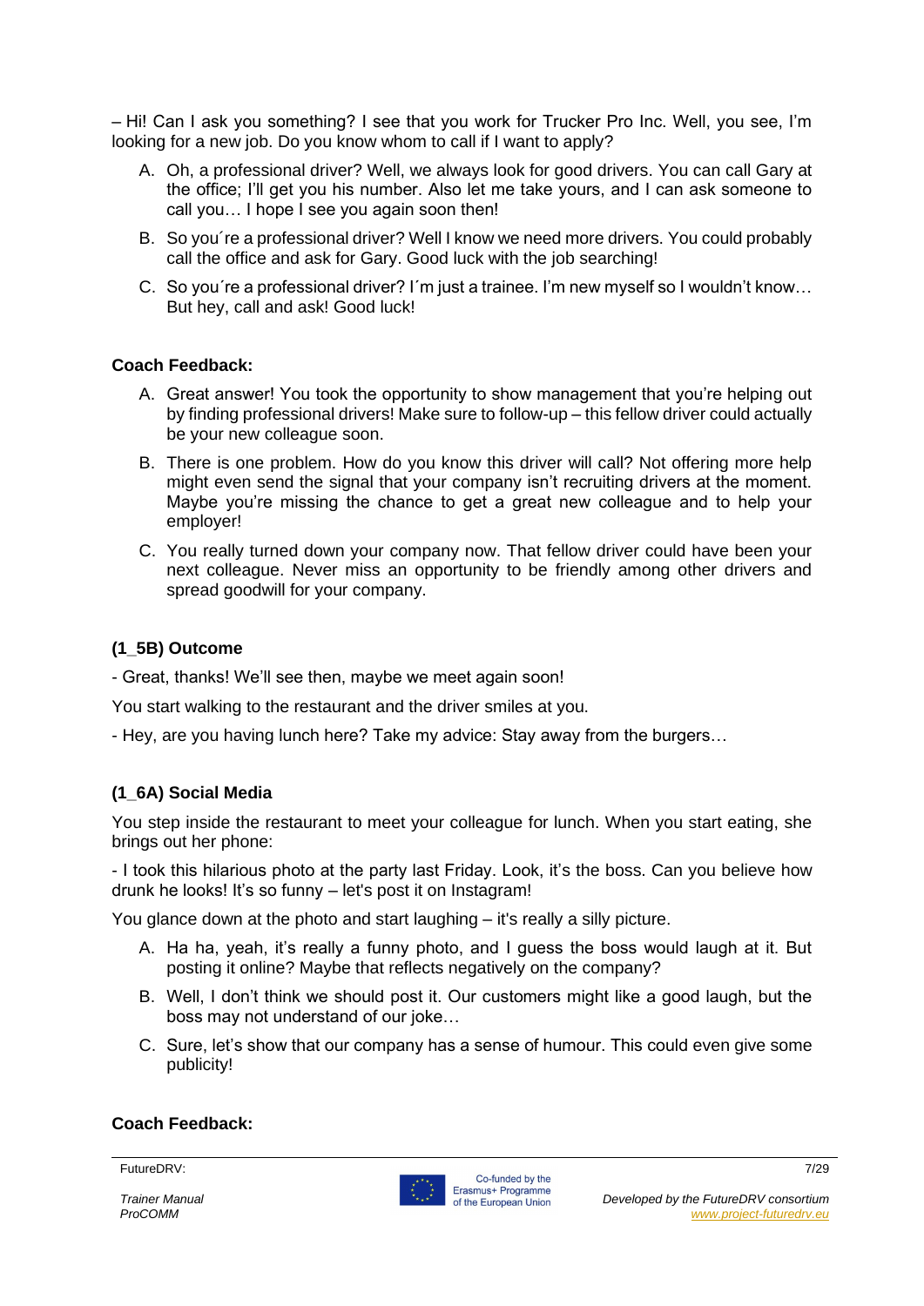– Hi! Can I ask you something? I see that you work for Trucker Pro Inc. Well, you see, I'm looking for a new job. Do you know whom to call if I want to apply?

A. Oh, a professional driver? Well, we always look for good drivers. You can call Gary at the office; I'll get you his number. Also let me take yours, and I can ask someone to call you… I hope I see you again soon then!

B. So you´re a professional driver? Well I know we need more drivers. You could probably call the office and ask for Gary. Good luck with the job searching!

C. So you´re a professional driver? I´m just a trainee. I'm new myself so I wouldn't know… But hey, call and ask! Good luck!

**Coach Feedback:**

A. Great answer! You took the opportunity to show management that you're helping out by finding professional drivers! Make sure to follow-up – this fellow driver could actually be your new colleague soon.

B. There is one problem. How do you know this driver will call? Not offering more help might even send the signal that your company isn't recruiting drivers at the moment. Maybe you're missing the chance to get a great new colleague and to help your employer!

C. You really turned down your company now. That fellow driver could have been your next colleague. Never miss an opportunity to be friendly among other drivers and spread goodwill for your company.

### (1_5B) Outcome

- Great, thanks! We'll see then, maybe we meet again soon!

You start walking to the restaurant and the driver smiles at you.

- Hey, are you having lunch here? Take my advice: Stay away from the burgers…

### (1_6A) Social Media

You step inside the restaurant to meet your colleague for lunch. When you start eating, she brings out her phone:

- I took this hilarious photo at the party last Friday. Look, it's the boss. Can you believe how drunk he looks! It's so funny – let's post it on Instagram!

You glance down at the photo and start laughing – it's really a silly picture.

A. Ha ha, yeah, it's really a funny photo, and I guess the boss would laugh at it. But posting it online? Maybe that reflects negatively on the company?

B. Well, I don't think we should post it. Our customers might like a good laugh, but the boss may not understand of our joke…

C. Sure, let's show that our company has a sense of humour. This could even give some publicity!

**Coach Feedback:**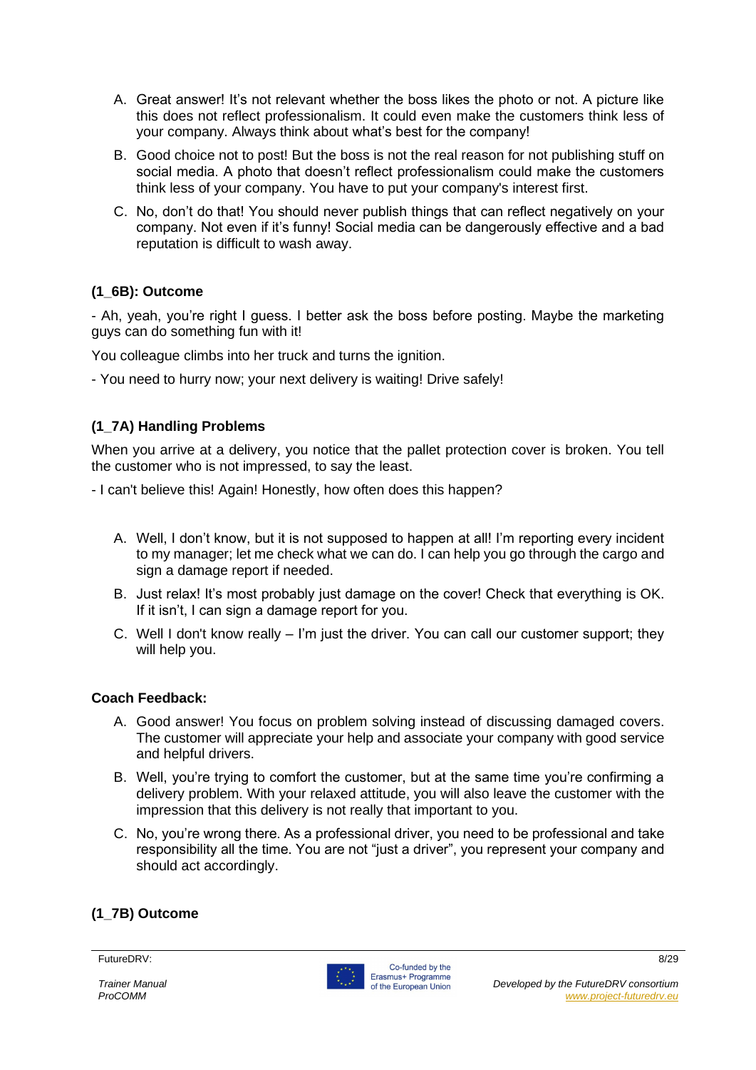A. Great answer! It's not relevant whether the boss likes the photo or not. A picture like this does not reflect professionalism. It could even make the customers think less of your company. Always think about what's best for the company!

B. Good choice not to post! But the boss is not the real reason for not publishing stuff on social media. A photo that doesn't reflect professionalism could make the customers think less of your company. You have to put your company's interest first.

C. No, don't do that! You should never publish things that can reflect negatively on your company. Not even if it's funny! Social media can be dangerously effective and a bad reputation is difficult to wash away.

### (1_6B): Outcome

- Ah, yeah, you're right I guess. I better ask the boss before posting. Maybe the marketing guys can do something fun with it!

You colleague climbs into her truck and turns the ignition.

- You need to hurry now; your next delivery is waiting! Drive safely!

### (1_7A) Handling Problems

When you arrive at a delivery, you notice that the pallet protection cover is broken. You tell the customer who is not impressed, to say the least.

- I can't believe this! Again! Honestly, how often does this happen?

A. Well, I don't know, but it is not supposed to happen at all! I'm reporting every incident to my manager; let me check what we can do. I can help you go through the cargo and sign a damage report if needed.

B. Just relax! It's most probably just damage on the cover! Check that everything is OK. If it isn't, I can sign a damage report for you.

C. Well I don't know really – I'm just the driver. You can call our customer support; they will help you.

**Coach Feedback:**

A. Good answer! You focus on problem solving instead of discussing damaged covers. The customer will appreciate your help and associate your company with good service and helpful drivers.

B. Well, you're trying to comfort the customer, but at the same time you're confirming a delivery problem. With your relaxed attitude, you will also leave the customer with the impression that this delivery is not really that important to you.

C. No, you're wrong there. As a professional driver, you need to be professional and take responsibility all the time. You are not "just a driver", you represent your company and should act accordingly.

### (1_7B) Outcome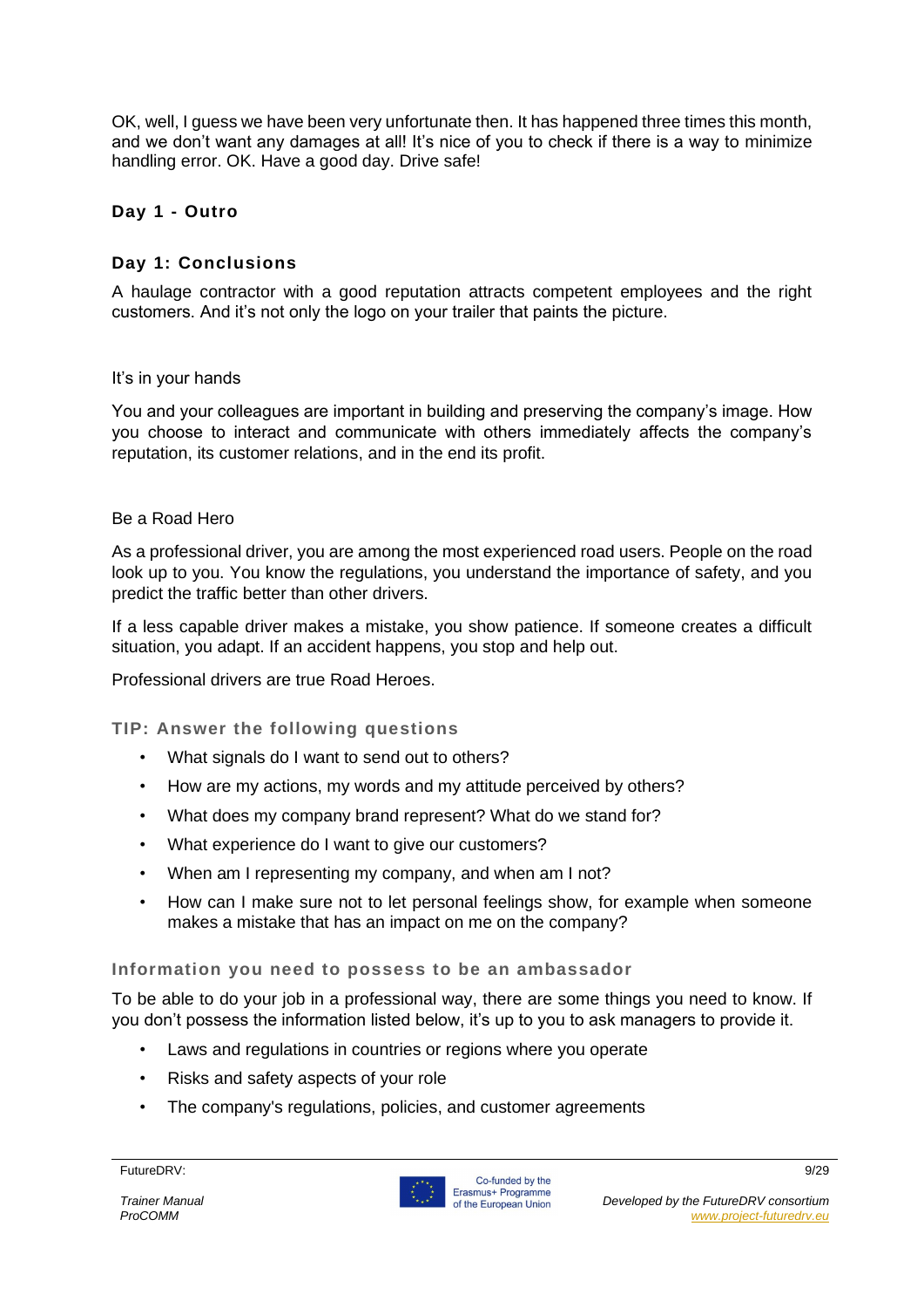OK, well, I guess we have been very unfortunate then. It has happened three times this month, and we don't want any damages at all! It's nice of you to check if there is a way to minimize handling error. OK. Have a good day. Drive safe!

### Day 1 - Outro

### Day 1: Conclusions

A haulage contractor with a good reputation attracts competent employees and the right customers. And it's not only the logo on your trailer that paints the picture.

It's in your hands

You and your colleagues are important in building and preserving the company's image. How you choose to interact and communicate with others immediately affects the company's reputation, its customer relations, and in the end its profit.

Be a Road Hero

As a professional driver, you are among the most experienced road users. People on the road look up to you. You know the regulations, you understand the importance of safety, and you predict the traffic better than other drivers.

If a less capable driver makes a mistake, you show patience. If someone creates a difficult situation, you adapt. If an accident happens, you stop and help out.

Professional drivers are true Road Heroes.

#### TIP: Answer the following questions

- What signals do I want to send out to others?
- How are my actions, my words and my attitude perceived by others?
- What does my company brand represent? What do we stand for?
- What experience do I want to give our customers?
- When am I representing my company, and when am I not?
- How can I make sure not to let personal feelings show, for example when someone makes a mistake that has an impact on me on the company?

#### Information you need to possess to be an ambassador

To be able to do your job in a professional way, there are some things you need to know. If you don't possess the information listed below, it's up to you to ask managers to provide it.

- Laws and regulations in countries or regions where you operate
- Risks and safety aspects of your role
- The company's regulations, policies, and customer agreements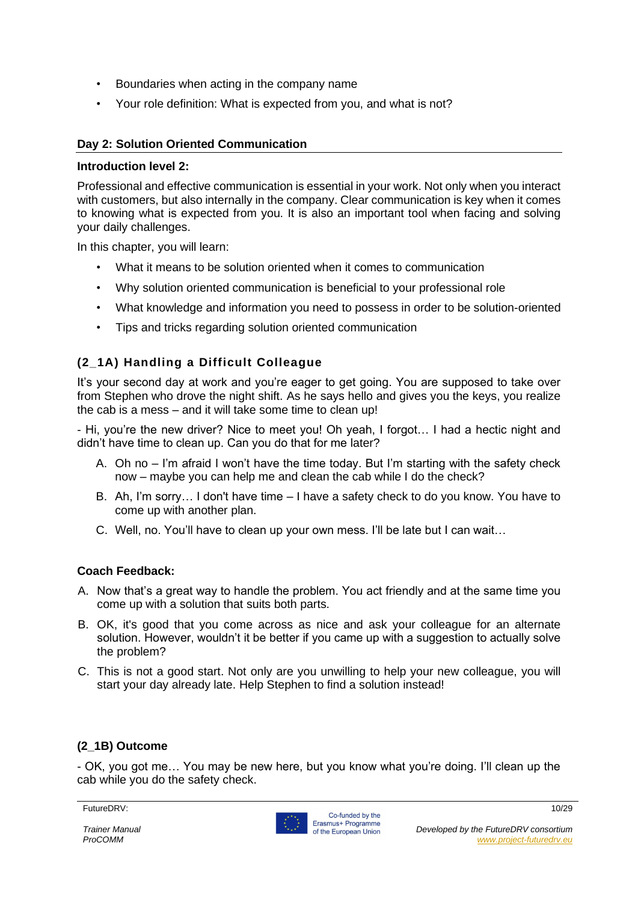- Boundaries when acting in the company name
- Your role definition: What is expected from you, and what is not?

## Day 2: Solution Oriented Communication

**Introduction level 2:**

Professional and effective communication is essential in your work. Not only when you interact with customers, but also internally in the company. Clear communication is key when it comes to knowing what is expected from you. It is also an important tool when facing and solving your daily challenges.

In this chapter, you will learn:

- What it means to be solution oriented when it comes to communication
- Why solution oriented communication is beneficial to your professional role
- What knowledge and information you need to possess in order to be solution-oriented
- Tips and tricks regarding solution oriented communication

### (2_1A) Handling a Difficult Colleague

It's your second day at work and you're eager to get going. You are supposed to take over from Stephen who drove the night shift. As he says hello and gives you the keys, you realize the cab is a mess – and it will take some time to clean up!

- Hi, you're the new driver? Nice to meet you! Oh yeah, I forgot… I had a hectic night and didn't have time to clean up. Can you do that for me later?

A. Oh no – I'm afraid I won't have the time today. But I'm starting with the safety check now – maybe you can help me and clean the cab while I do the check?

B. Ah, I'm sorry… I don't have time – I have a safety check to do you know. You have to come up with another plan.

C. Well, no. You'll have to clean up your own mess. I'll be late but I can wait…

**Coach Feedback:**

A. Now that's a great way to handle the problem. You act friendly and at the same time you come up with a solution that suits both parts.

B. OK, it's good that you come across as nice and ask your colleague for an alternate solution. However, wouldn't it be better if you came up with a suggestion to actually solve the problem?

C. This is not a good start. Not only are you unwilling to help your new colleague, you will start your day already late. Help Stephen to find a solution instead!

### (2_1B) Outcome

- OK, you got me… You may be new here, but you know what you're doing. I'll clean up the cab while you do the safety check.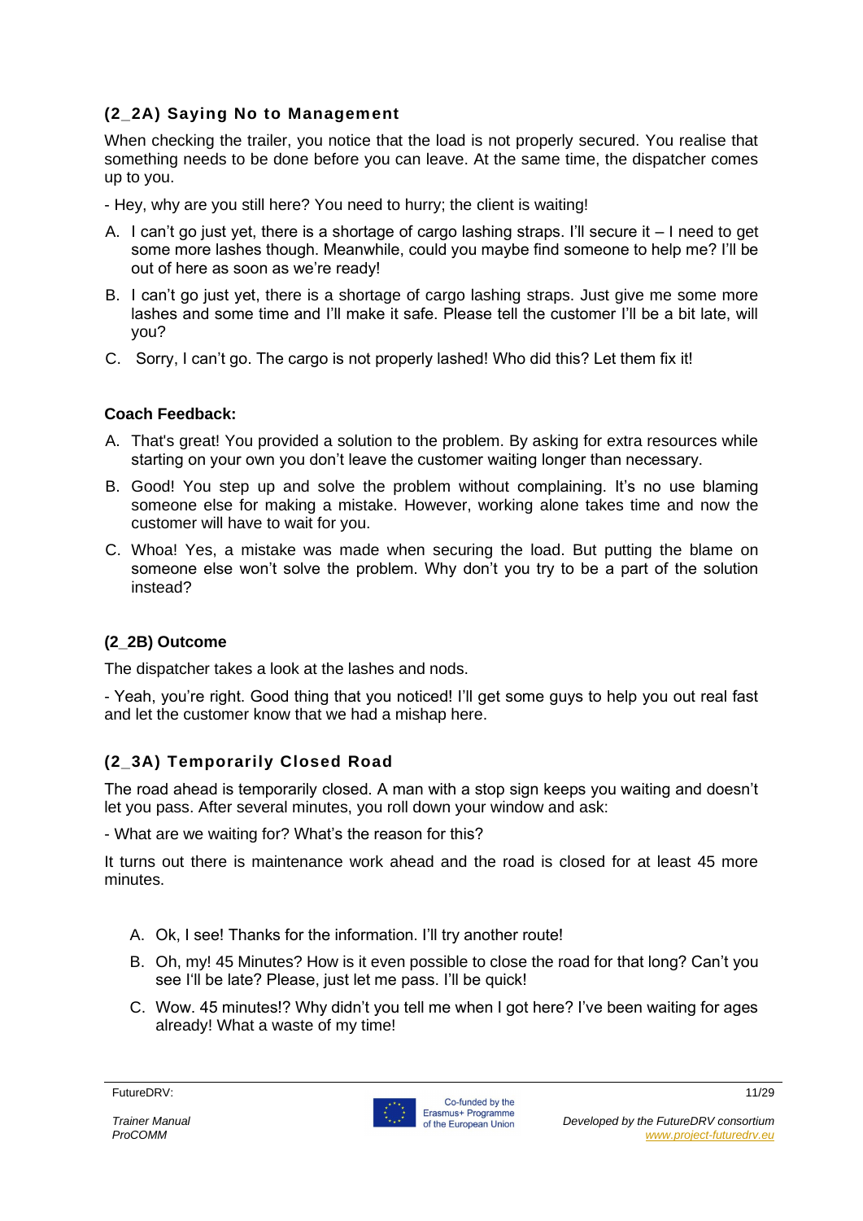### (2_2A) Saying No to Management

When checking the trailer, you notice that the load is not properly secured. You realise that something needs to be done before you can leave. At the same time, the dispatcher comes up to you.

- Hey, why are you still here? You need to hurry; the client is waiting!

A. I can't go just yet, there is a shortage of cargo lashing straps. I'll secure it – I need to get some more lashes though. Meanwhile, could you maybe find someone to help me? I'll be out of here as soon as we're ready!

B. I can't go just yet, there is a shortage of cargo lashing straps. Just give me some more lashes and some time and I'll make it safe. Please tell the customer I'll be a bit late, will you?

C. Sorry, I can't go. The cargo is not properly lashed! Who did this? Let them fix it!

**Coach Feedback:**

A. That's great! You provided a solution to the problem. By asking for extra resources while starting on your own you don't leave the customer waiting longer than necessary.

B. Good! You step up and solve the problem without complaining. It's no use blaming someone else for making a mistake. However, working alone takes time and now the customer will have to wait for you.

C. Whoa! Yes, a mistake was made when securing the load. But putting the blame on someone else won't solve the problem. Why don't you try to be a part of the solution instead?

### (2_2B) Outcome

The dispatcher takes a look at the lashes and nods.

- Yeah, you're right. Good thing that you noticed! I'll get some guys to help you out real fast and let the customer know that we had a mishap here.

### (2_3A) Temporarily Closed Road

The road ahead is temporarily closed. A man with a stop sign keeps you waiting and doesn't let you pass. After several minutes, you roll down your window and ask:

- What are we waiting for? What's the reason for this?

It turns out there is maintenance work ahead and the road is closed for at least 45 more minutes.

A. Ok, I see! Thanks for the information. I'll try another route!

B. Oh, my! 45 Minutes? How is it even possible to close the road for that long? Can't you see I'll be late? Please, just let me pass. I'll be quick!

C. Wow. 45 minutes!? Why didn't you tell me when I got here? I've been waiting for ages already! What a waste of my time!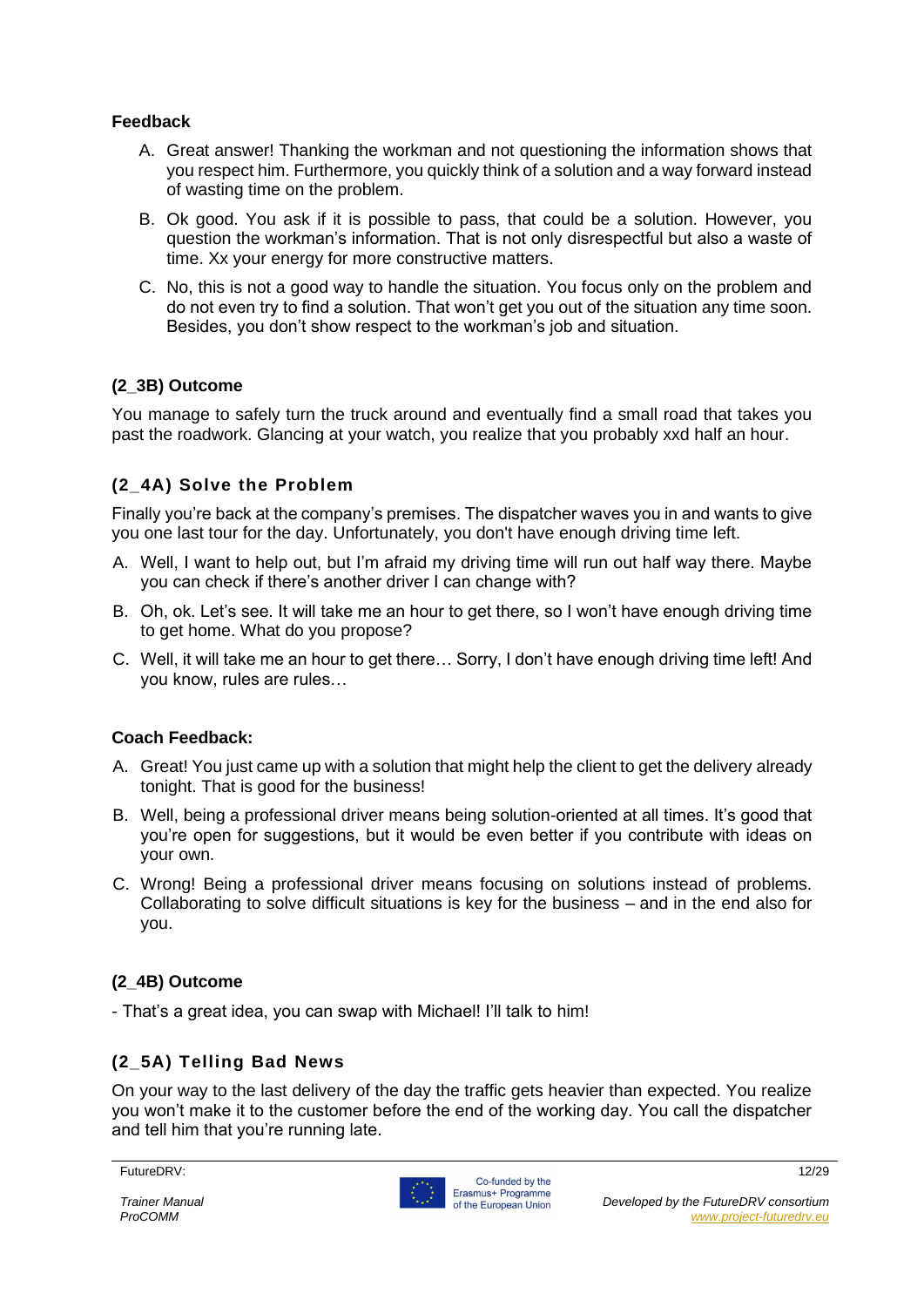**Feedback**

A. Great answer! Thanking the workman and not questioning the information shows that you respect him. Furthermore, you quickly think of a solution and a way forward instead of wasting time on the problem.

B. Ok good. You ask if it is possible to pass, that could be a solution. However, you question the workman's information. That is not only disrespectful but also a waste of time. Xx your energy for more constructive matters.

C. No, this is not a good way to handle the situation. You focus only on the problem and do not even try to find a solution. That won't get you out of the situation any time soon. Besides, you don't show respect to the workman's job and situation.

**(2_3B) Outcome**

You manage to safely turn the truck around and eventually find a small road that takes you past the roadwork. Glancing at your watch, you realize that you probably xxd half an hour.

### (2_4A) Solve the Problem

Finally you're back at the company's premises. The dispatcher waves you in and wants to give you one last tour for the day. Unfortunately, you don't have enough driving time left.

A. Well, I want to help out, but I'm afraid my driving time will run out half way there. Maybe you can check if there's another driver I can change with?

B. Oh, ok. Let's see. It will take me an hour to get there, so I won't have enough driving time to get home. What do you propose?

C. Well, it will take me an hour to get there… Sorry, I don't have enough driving time left! And you know, rules are rules…

**Coach Feedback:**

A. Great! You just came up with a solution that might help the client to get the delivery already tonight. That is good for the business!

B. Well, being a professional driver means being solution-oriented at all times. It's good that you're open for suggestions, but it would be even better if you contribute with ideas on your own.

C. Wrong! Being a professional driver means focusing on solutions instead of problems. Collaborating to solve difficult situations is key for the business – and in the end also for you.

**(2_4B) Outcome**

- That's a great idea, you can swap with Michael! I'll talk to him!

### (2_5A) Telling Bad News

On your way to the last delivery of the day the traffic gets heavier than expected. You realize you won't make it to the customer before the end of the working day. You call the dispatcher and tell him that you're running late.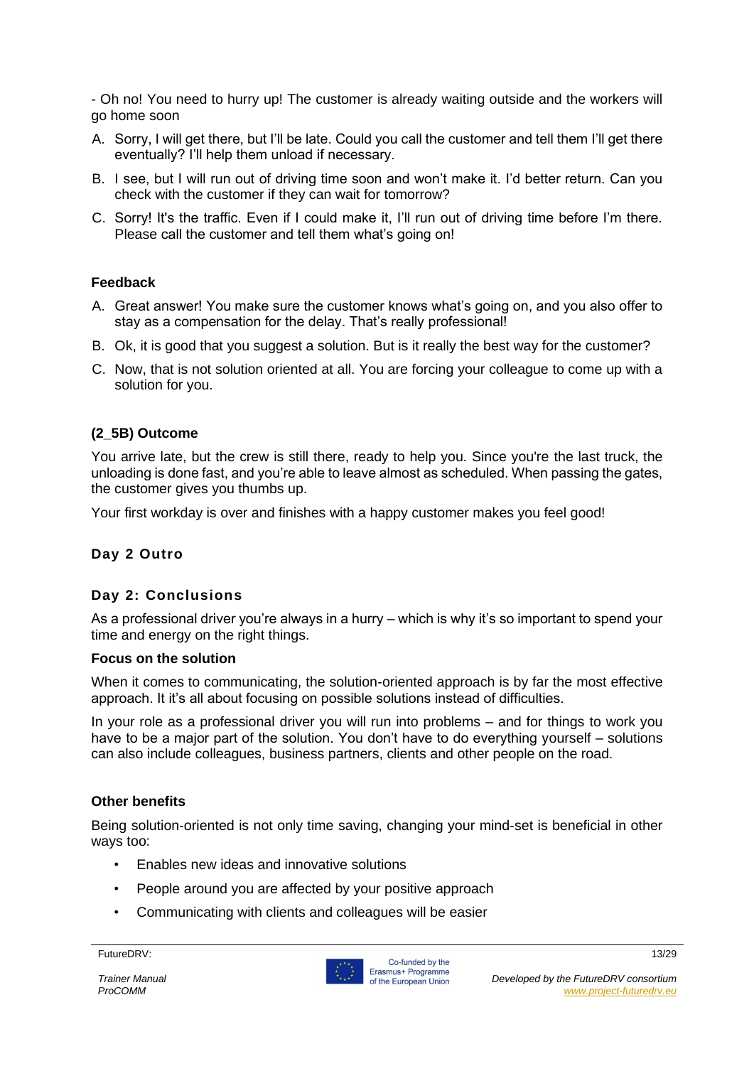- Oh no! You need to hurry up! The customer is already waiting outside and the workers will go home soon

A. Sorry, I will get there, but I'll be late. Could you call the customer and tell them I'll get there eventually? I'll help them unload if necessary.

B. I see, but I will run out of driving time soon and won't make it. I'd better return. Can you check with the customer if they can wait for tomorrow?

C. Sorry! It's the traffic. Even if I could make it, I'll run out of driving time before I'm there. Please call the customer and tell them what's going on!

**Feedback**

A. Great answer! You make sure the customer knows what's going on, and you also offer to stay as a compensation for the delay. That's really professional!

B. Ok, it is good that you suggest a solution. But is it really the best way for the customer?

C. Now, that is not solution oriented at all. You are forcing your colleague to come up with a solution for you.

**(2_5B) Outcome**

You arrive late, but the crew is still there, ready to help you. Since you're the last truck, the unloading is done fast, and you're able to leave almost as scheduled. When passing the gates, the customer gives you thumbs up.

Your first workday is over and finishes with a happy customer makes you feel good!

## Day 2 Outro

## Day 2: Conclusions

As a professional driver you're always in a hurry – which is why it's so important to spend your time and energy on the right things.

**Focus on the solution**

When it comes to communicating, the solution-oriented approach is by far the most effective approach. It it's all about focusing on possible solutions instead of difficulties.

In your role as a professional driver you will run into problems – and for things to work you have to be a major part of the solution. You don't have to do everything yourself – solutions can also include colleagues, business partners, clients and other people on the road.

**Other benefits**

Being solution-oriented is not only time saving, changing your mind-set is beneficial in other ways too:

- Enables new ideas and innovative solutions
- People around you are affected by your positive approach
- Communicating with clients and colleagues will be easier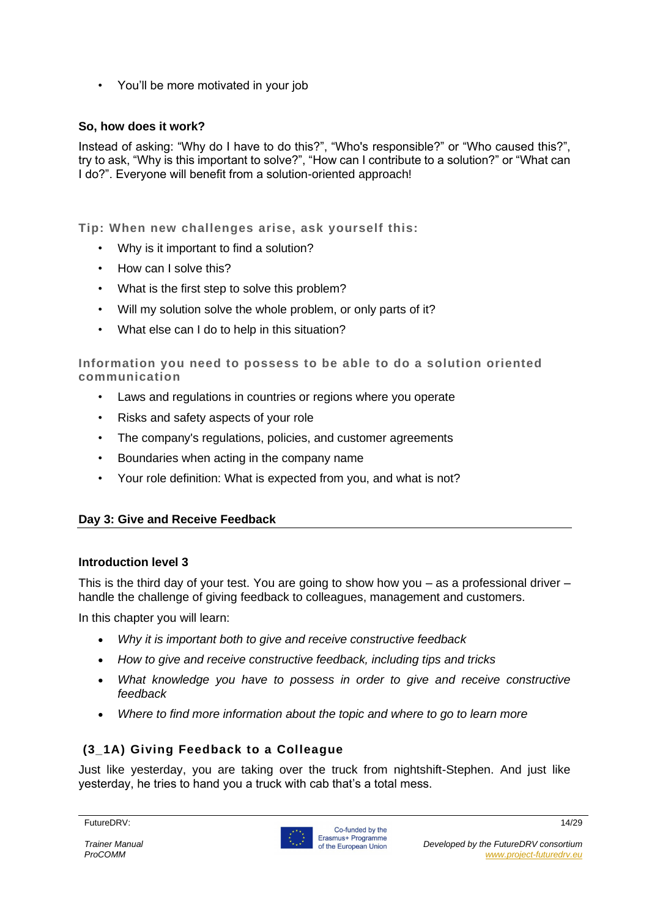- You'll be more motivated in your job

**So, how does it work?**

Instead of asking: "Why do I have to do this?", "Who's responsible?" or "Who caused this?", try to ask, "Why is this important to solve?", "How can I contribute to a solution?" or "What can I do?". Everyone will benefit from a solution-oriented approach!

### Tip: When new challenges arise, ask yourself this:

- Why is it important to find a solution?
- How can I solve this?
- What is the first step to solve this problem?
- Will my solution solve the whole problem, or only parts of it?
- What else can I do to help in this situation?

### Information you need to possess to be able to do a solution oriented communication

- Laws and regulations in countries or regions where you operate
- Risks and safety aspects of your role
- The company's regulations, policies, and customer agreements
- Boundaries when acting in the company name
- Your role definition: What is expected from you, and what is not?

## Day 3: Give and Receive Feedback

### Introduction level 3

This is the third day of your test. You are going to show how you – as a professional driver – handle the challenge of giving feedback to colleagues, management and customers.

In this chapter you will learn:

- *Why it is important both to give and receive constructive feedback*
- *How to give and receive constructive feedback, including tips and tricks*
- *What knowledge you have to possess in order to give and receive constructive feedback*
- *Where to find more information about the topic and where to go to learn more*

### (3_1A) Giving Feedback to a Colleague

Just like yesterday, you are taking over the truck from nightshift-Stephen. And just like yesterday, he tries to hand you a truck with cab that's a total mess.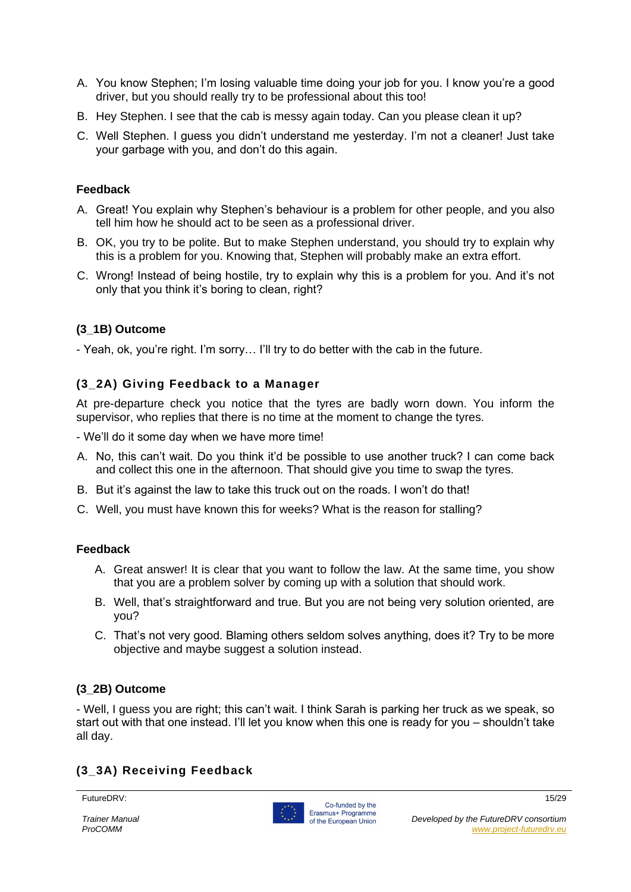A. You know Stephen; I'm losing valuable time doing your job for you. I know you're a good driver, but you should really try to be professional about this too!

B. Hey Stephen. I see that the cab is messy again today. Can you please clean it up?

C. Well Stephen. I guess you didn't understand me yesterday. I'm not a cleaner! Just take your garbage with you, and don't do this again.

**Feedback**

A. Great! You explain why Stephen's behaviour is a problem for other people, and you also tell him how he should act to be seen as a professional driver.

B. OK, you try to be polite. But to make Stephen understand, you should try to explain why this is a problem for you. Knowing that, Stephen will probably make an extra effort.

C. Wrong! Instead of being hostile, try to explain why this is a problem for you. And it's not only that you think it's boring to clean, right?

### (3_1B) Outcome

- Yeah, ok, you're right. I'm sorry… I'll try to do better with the cab in the future.

### (3_2A) Giving Feedback to a Manager

At pre-departure check you notice that the tyres are badly worn down. You inform the supervisor, who replies that there is no time at the moment to change the tyres.

- We'll do it some day when we have more time!

A. No, this can't wait. Do you think it'd be possible to use another truck? I can come back and collect this one in the afternoon. That should give you time to swap the tyres.

B. But it's against the law to take this truck out on the roads. I won't do that!

C. Well, you must have known this for weeks? What is the reason for stalling?

**Feedback**

A. Great answer! It is clear that you want to follow the law. At the same time, you show that you are a problem solver by coming up with a solution that should work.

B. Well, that's straightforward and true. But you are not being very solution oriented, are you?

C. That's not very good. Blaming others seldom solves anything, does it? Try to be more objective and maybe suggest a solution instead.

### (3_2B) Outcome

- Well, I guess you are right; this can't wait. I think Sarah is parking her truck as we speak, so start out with that one instead. I'll let you know when this one is ready for you – shouldn't take all day.

### (3_3A) Receiving Feedback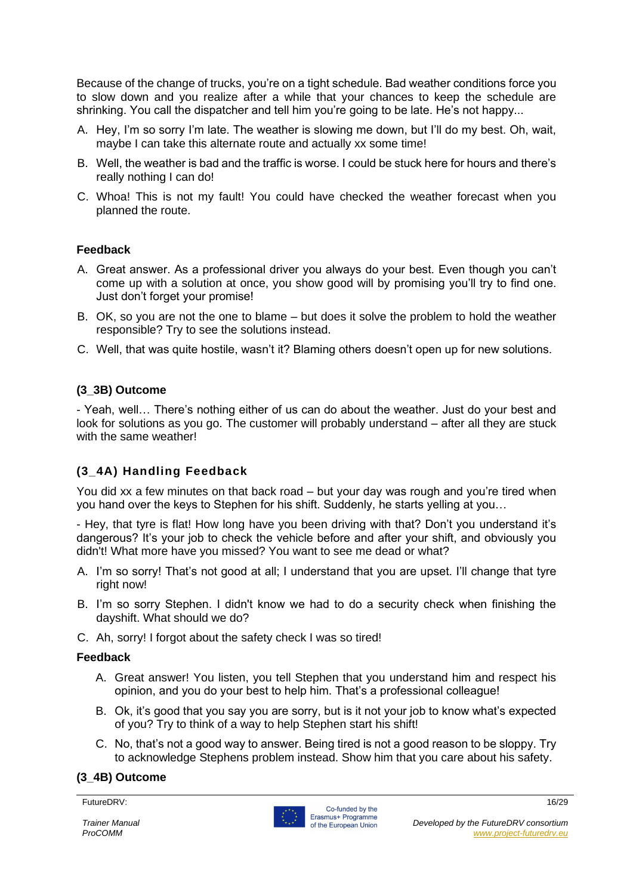Because of the change of trucks, you're on a tight schedule. Bad weather conditions force you to slow down and you realize after a while that your chances to keep the schedule are shrinking. You call the dispatcher and tell him you're going to be late. He's not happy...

A. Hey, I'm so sorry I'm late. The weather is slowing me down, but I'll do my best. Oh, wait, maybe I can take this alternate route and actually xx some time!
B. Well, the weather is bad and the traffic is worse. I could be stuck here for hours and there's really nothing I can do!
C. Whoa! This is not my fault! You could have checked the weather forecast when you planned the route.

**Feedback**

A. Great answer. As a professional driver you always do your best. Even though you can't come up with a solution at once, you show good will by promising you'll try to find one. Just don't forget your promise!
B. OK, so you are not the one to blame – but does it solve the problem to hold the weather responsible? Try to see the solutions instead.
C. Well, that was quite hostile, wasn't it? Blaming others doesn't open up for new solutions.

### (3_3B) Outcome

- Yeah, well… There's nothing either of us can do about the weather. Just do your best and look for solutions as you go. The customer will probably understand – after all they are stuck with the same weather!

### (3_4A) Handling Feedback

You did xx a few minutes on that back road – but your day was rough and you're tired when you hand over the keys to Stephen for his shift. Suddenly, he starts yelling at you…

- Hey, that tyre is flat! How long have you been driving with that? Don't you understand it's dangerous? It's your job to check the vehicle before and after your shift, and obviously you didn't! What more have you missed? You want to see me dead or what?

A. I'm so sorry! That's not good at all; I understand that you are upset. I'll change that tyre right now!
B. I'm so sorry Stephen. I didn't know we had to do a security check when finishing the dayshift. What should we do?
C. Ah, sorry! I forgot about the safety check I was so tired!

**Feedback**

A. Great answer! You listen, you tell Stephen that you understand him and respect his opinion, and you do your best to help him. That's a professional colleague!
B. Ok, it's good that you say you are sorry, but is it not your job to know what's expected of you? Try to think of a way to help Stephen start his shift!
C. No, that's not a good way to answer. Being tired is not a good reason to be sloppy. Try to acknowledge Stephens problem instead. Show him that you care about his safety.

### (3_4B) Outcome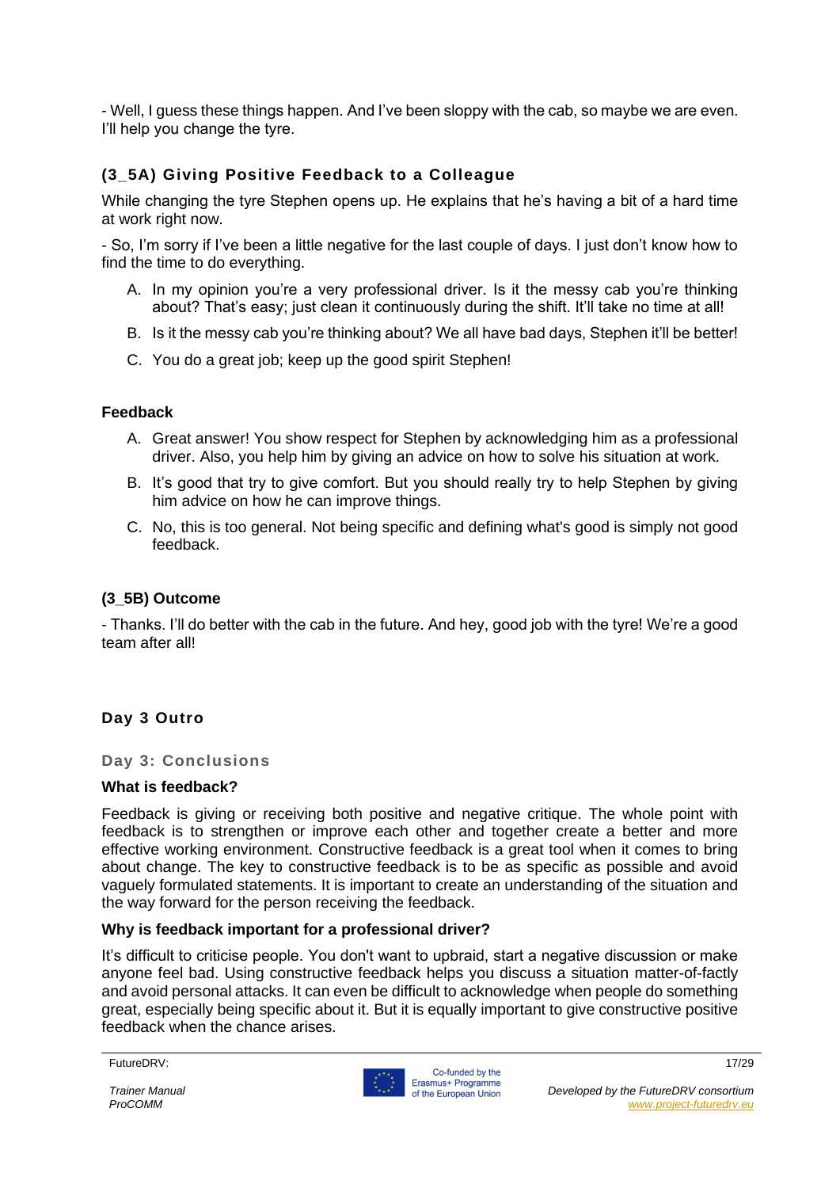- Well, I guess these things happen. And I've been sloppy with the cab, so maybe we are even. I'll help you change the tyre.

### (3_5A) Giving Positive Feedback to a Colleague

While changing the tyre Stephen opens up. He explains that he's having a bit of a hard time at work right now.

- So, I'm sorry if I've been a little negative for the last couple of days. I just don't know how to find the time to do everything.

A. In my opinion you're a very professional driver. Is it the messy cab you're thinking about? That's easy; just clean it continuously during the shift. It'll take no time at all!
B. Is it the messy cab you're thinking about? We all have bad days, Stephen it'll be better!
C. You do a great job; keep up the good spirit Stephen!

**Feedback**

A. Great answer! You show respect for Stephen by acknowledging him as a professional driver. Also, you help him by giving an advice on how to solve his situation at work.
B. It's good that try to give comfort. But you should really try to help Stephen by giving him advice on how he can improve things.
C. No, this is too general. Not being specific and defining what's good is simply not good feedback.

### (3_5B) Outcome

- Thanks. I'll do better with the cab in the future. And hey, good job with the tyre! We're a good team after all!

## Day 3 Outro

### Day 3: Conclusions

**What is feedback?**

Feedback is giving or receiving both positive and negative critique. The whole point with feedback is to strengthen or improve each other and together create a better and more effective working environment. Constructive feedback is a great tool when it comes to bring about change. The key to constructive feedback is to be as specific as possible and avoid vaguely formulated statements. It is important to create an understanding of the situation and the way forward for the person receiving the feedback.

**Why is feedback important for a professional driver?**

It's difficult to criticise people. You don't want to upbraid, start a negative discussion or make anyone feel bad. Using constructive feedback helps you discuss a situation matter-of-factly and avoid personal attacks. It can even be difficult to acknowledge when people do something great, especially being specific about it. But it is equally important to give constructive positive feedback when the chance arises.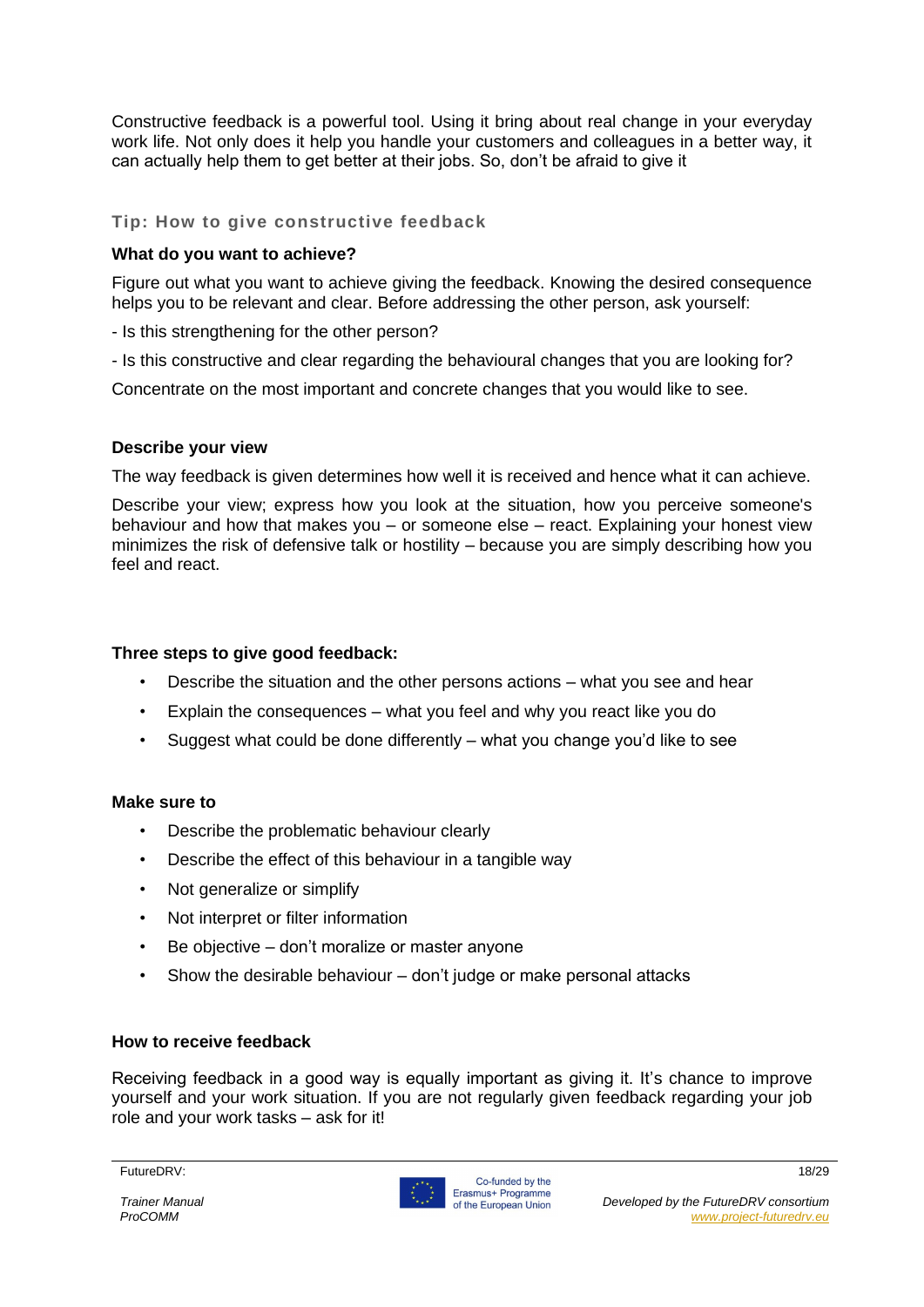Constructive feedback is a powerful tool. Using it bring about real change in your everyday work life. Not only does it help you handle your customers and colleagues in a better way, it can actually help them to get better at their jobs. So, don't be afraid to give it

### Tip: How to give constructive feedback

**What do you want to achieve?**

Figure out what you want to achieve giving the feedback. Knowing the desired consequence helps you to be relevant and clear. Before addressing the other person, ask yourself:

- Is this strengthening for the other person?

- Is this constructive and clear regarding the behavioural changes that you are looking for?

Concentrate on the most important and concrete changes that you would like to see.

**Describe your view**

The way feedback is given determines how well it is received and hence what it can achieve.

Describe your view; express how you look at the situation, how you perceive someone's behaviour and how that makes you – or someone else – react. Explaining your honest view minimizes the risk of defensive talk or hostility – because you are simply describing how you feel and react.

**Three steps to give good feedback:**

- Describe the situation and the other persons actions – what you see and hear
- Explain the consequences – what you feel and why you react like you do
- Suggest what could be done differently – what you change you'd like to see

**Make sure to**

- Describe the problematic behaviour clearly
- Describe the effect of this behaviour in a tangible way
- Not generalize or simplify
- Not interpret or filter information
- Be objective – don't moralize or master anyone
- Show the desirable behaviour – don't judge or make personal attacks

**How to receive feedback**

Receiving feedback in a good way is equally important as giving it. It's chance to improve yourself and your work situation. If you are not regularly given feedback regarding your job role and your work tasks – ask for it!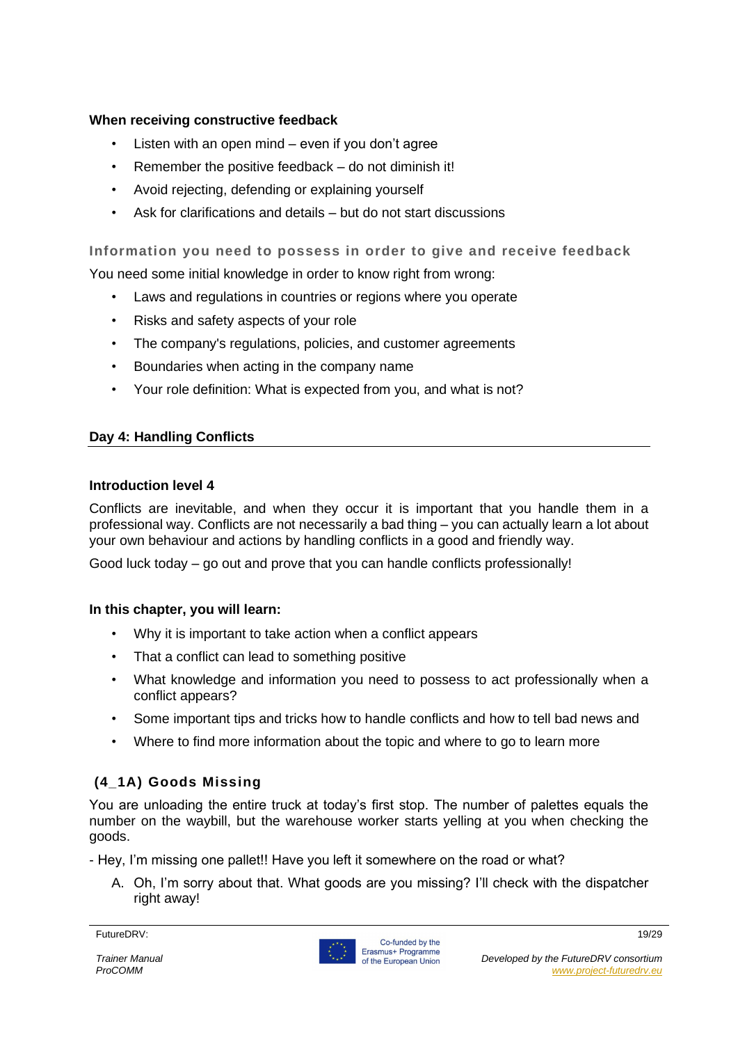**When receiving constructive feedback**

- Listen with an open mind – even if you don't agree
- Remember the positive feedback – do not diminish it!
- Avoid rejecting, defending or explaining yourself
- Ask for clarifications and details – but do not start discussions

### Information you need to possess in order to give and receive feedback

You need some initial knowledge in order to know right from wrong:

- Laws and regulations in countries or regions where you operate
- Risks and safety aspects of your role
- The company's regulations, policies, and customer agreements
- Boundaries when acting in the company name
- Your role definition: What is expected from you, and what is not?

## Day 4: Handling Conflicts

**Introduction level 4**

Conflicts are inevitable, and when they occur it is important that you handle them in a professional way. Conflicts are not necessarily a bad thing – you can actually learn a lot about your own behaviour and actions by handling conflicts in a good and friendly way.

Good luck today – go out and prove that you can handle conflicts professionally!

**In this chapter, you will learn:**

- Why it is important to take action when a conflict appears
- That a conflict can lead to something positive
- What knowledge and information you need to possess to act professionally when a conflict appears?
- Some important tips and tricks how to handle conflicts and how to tell bad news and
- Where to find more information about the topic and where to go to learn more

### (4_1A) Goods Missing

You are unloading the entire truck at today's first stop. The number of palettes equals the number on the waybill, but the warehouse worker starts yelling at you when checking the goods.

- Hey, I'm missing one pallet!! Have you left it somewhere on the road or what?

A. Oh, I'm sorry about that. What goods are you missing? I'll check with the dispatcher right away!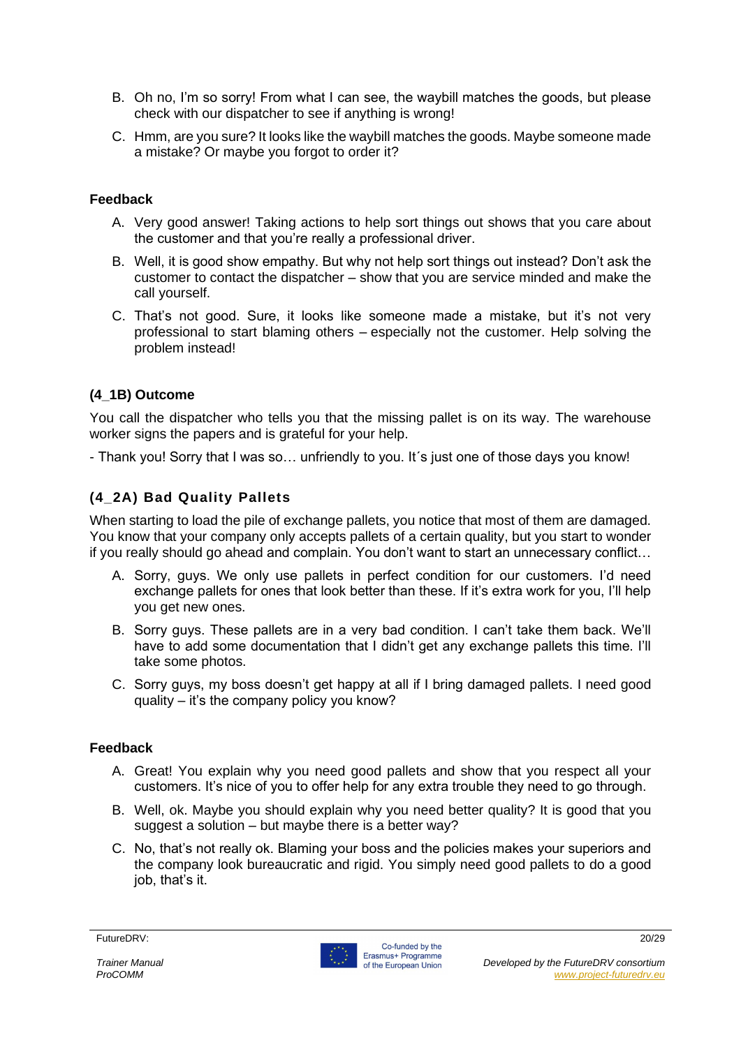B. Oh no, I'm so sorry! From what I can see, the waybill matches the goods, but please check with our dispatcher to see if anything is wrong!

C. Hmm, are you sure? It looks like the waybill matches the goods. Maybe someone made a mistake? Or maybe you forgot to order it?

**Feedback**

A. Very good answer! Taking actions to help sort things out shows that you care about the customer and that you're really a professional driver.

B. Well, it is good show empathy. But why not help sort things out instead? Don't ask the customer to contact the dispatcher – show that you are service minded and make the call yourself.

C. That's not good. Sure, it looks like someone made a mistake, but it's not very professional to start blaming others – especially not the customer. Help solving the problem instead!

### (4_1B) Outcome

You call the dispatcher who tells you that the missing pallet is on its way. The warehouse worker signs the papers and is grateful for your help.

- Thank you! Sorry that I was so… unfriendly to you. It´s just one of those days you know!

### (4_2A) Bad Quality Pallets

When starting to load the pile of exchange pallets, you notice that most of them are damaged. You know that your company only accepts pallets of a certain quality, but you start to wonder if you really should go ahead and complain. You don't want to start an unnecessary conflict…

A. Sorry, guys. We only use pallets in perfect condition for our customers. I'd need exchange pallets for ones that look better than these. If it's extra work for you, I'll help you get new ones.

B. Sorry guys. These pallets are in a very bad condition. I can't take them back. We'll have to add some documentation that I didn't get any exchange pallets this time. I'll take some photos.

C. Sorry guys, my boss doesn't get happy at all if I bring damaged pallets. I need good quality – it's the company policy you know?

**Feedback**

A. Great! You explain why you need good pallets and show that you respect all your customers. It's nice of you to offer help for any extra trouble they need to go through.

B. Well, ok. Maybe you should explain why you need better quality? It is good that you suggest a solution – but maybe there is a better way?

C. No, that's not really ok. Blaming your boss and the policies makes your superiors and the company look bureaucratic and rigid. You simply need good pallets to do a good job, that's it.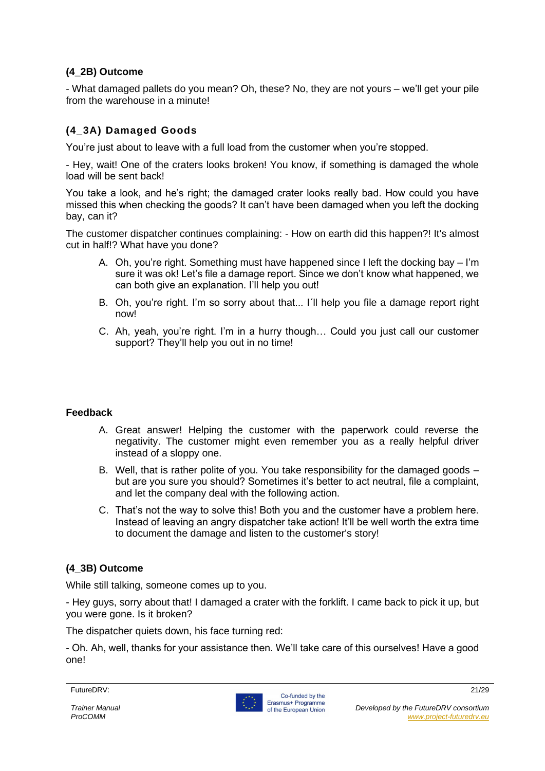### (4_2B) Outcome

- What damaged pallets do you mean? Oh, these? No, they are not yours – we'll get your pile from the warehouse in a minute!

### (4_3A) Damaged Goods

You're just about to leave with a full load from the customer when you're stopped.

- Hey, wait! One of the craters looks broken! You know, if something is damaged the whole load will be sent back!

You take a look, and he's right; the damaged crater looks really bad. How could you have missed this when checking the goods? It can't have been damaged when you left the docking bay, can it?

The customer dispatcher continues complaining: - How on earth did this happen?! It's almost cut in half!? What have you done?

A. Oh, you're right. Something must have happened since I left the docking bay – I'm sure it was ok! Let's file a damage report. Since we don't know what happened, we can both give an explanation. I'll help you out!

B. Oh, you're right. I'm so sorry about that... I´ll help you file a damage report right now!

C. Ah, yeah, you're right. I'm in a hurry though… Could you just call our customer support? They'll help you out in no time!

**Feedback**

A. Great answer! Helping the customer with the paperwork could reverse the negativity. The customer might even remember you as a really helpful driver instead of a sloppy one.

B. Well, that is rather polite of you. You take responsibility for the damaged goods – but are you sure you should? Sometimes it's better to act neutral, file a complaint, and let the company deal with the following action.

C. That's not the way to solve this! Both you and the customer have a problem here. Instead of leaving an angry dispatcher take action! It'll be well worth the extra time to document the damage and listen to the customer's story!

### (4_3B) Outcome

While still talking, someone comes up to you.

- Hey guys, sorry about that! I damaged a crater with the forklift. I came back to pick it up, but you were gone. Is it broken?

The dispatcher quiets down, his face turning red:

- Oh. Ah, well, thanks for your assistance then. We'll take care of this ourselves! Have a good one!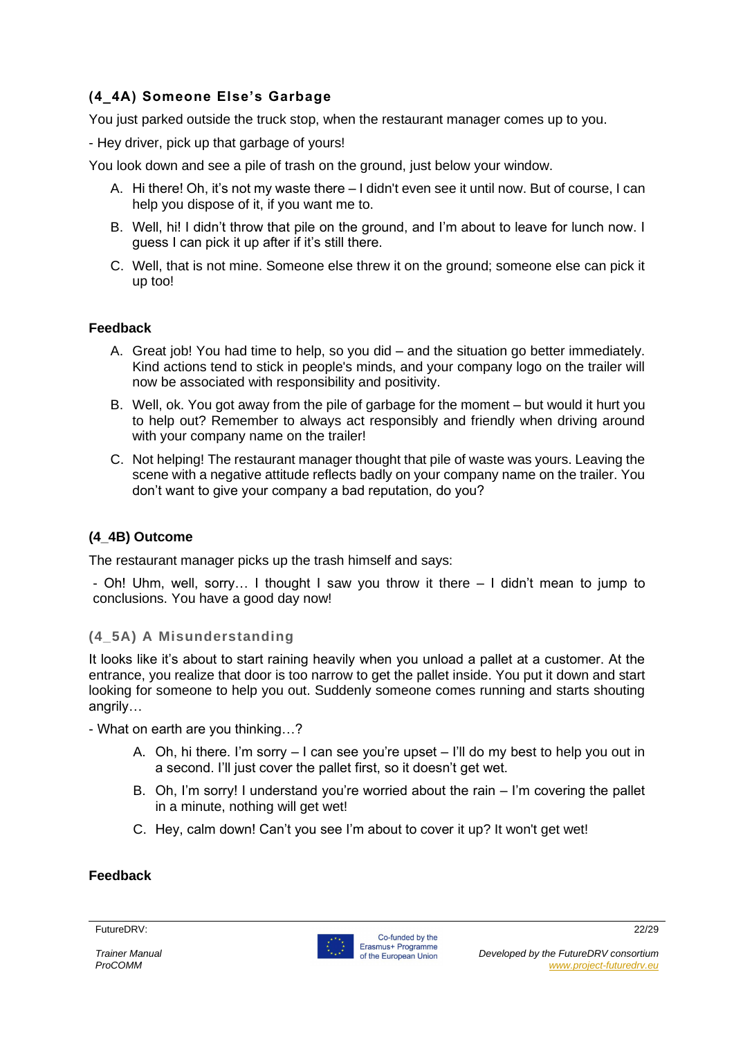### (4_4A) Someone Else's Garbage

You just parked outside the truck stop, when the restaurant manager comes up to you.

- Hey driver, pick up that garbage of yours!

You look down and see a pile of trash on the ground, just below your window.

A. Hi there! Oh, it's not my waste there – I didn't even see it until now. But of course, I can help you dispose of it, if you want me to.
B. Well, hi! I didn't throw that pile on the ground, and I'm about to leave for lunch now. I guess I can pick it up after if it's still there.
C. Well, that is not mine. Someone else threw it on the ground; someone else can pick it up too!

#### Feedback

A. Great job! You had time to help, so you did – and the situation go better immediately. Kind actions tend to stick in people's minds, and your company logo on the trailer will now be associated with responsibility and positivity.
B. Well, ok. You got away from the pile of garbage for the moment – but would it hurt you to help out? Remember to always act responsibly and friendly when driving around with your company name on the trailer!
C. Not helping! The restaurant manager thought that pile of waste was yours. Leaving the scene with a negative attitude reflects badly on your company name on the trailer. You don't want to give your company a bad reputation, do you?

### (4_4B) Outcome

The restaurant manager picks up the trash himself and says:

- Oh! Uhm, well, sorry… I thought I saw you throw it there – I didn't mean to jump to conclusions. You have a good day now!

### (4_5A) A Misunderstanding

It looks like it's about to start raining heavily when you unload a pallet at a customer. At the entrance, you realize that door is too narrow to get the pallet inside. You put it down and start looking for someone to help you out. Suddenly someone comes running and starts shouting angrily…

- What on earth are you thinking…?

A. Oh, hi there. I'm sorry – I can see you're upset – I'll do my best to help you out in a second. I'll just cover the pallet first, so it doesn't get wet.
B. Oh, I'm sorry! I understand you're worried about the rain – I'm covering the pallet in a minute, nothing will get wet!
C. Hey, calm down! Can't you see I'm about to cover it up? It won't get wet!

#### Feedback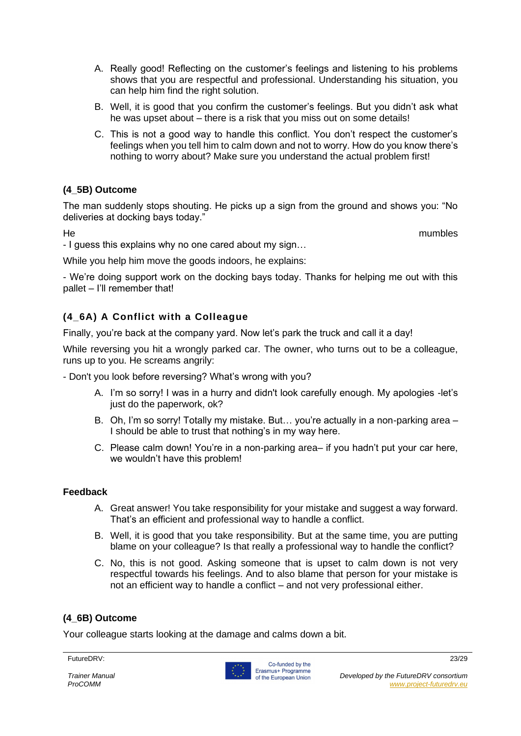A. Really good! Reflecting on the customer's feelings and listening to his problems shows that you are respectful and professional. Understanding his situation, you can help him find the right solution.
B. Well, it is good that you confirm the customer's feelings. But you didn't ask what he was upset about – there is a risk that you miss out on some details!
C. This is not a good way to handle this conflict. You don't respect the customer's feelings when you tell him to calm down and not to worry. How do you know there's nothing to worry about? Make sure you understand the actual problem first!

**(4_5B) Outcome**

The man suddenly stops shouting. He picks up a sign from the ground and shows you: "No deliveries at docking bays today."

He mumbles
- I guess this explains why no one cared about my sign…

While you help him move the goods indoors, he explains:

- We're doing support work on the docking bays today. Thanks for helping me out with this pallet – I'll remember that!

**(4_6A) A Conflict with a Colleague**

Finally, you're back at the company yard. Now let's park the truck and call it a day!

While reversing you hit a wrongly parked car. The owner, who turns out to be a colleague, runs up to you. He screams angrily:

- Don't you look before reversing? What's wrong with you?

A. I'm so sorry! I was in a hurry and didn't look carefully enough. My apologies -let's just do the paperwork, ok?
B. Oh, I'm so sorry! Totally my mistake. But… you're actually in a non-parking area – I should be able to trust that nothing's in my way here.
C. Please calm down! You're in a non-parking area– if you hadn't put your car here, we wouldn't have this problem!

**Feedback**

A. Great answer! You take responsibility for your mistake and suggest a way forward. That's an efficient and professional way to handle a conflict.
B. Well, it is good that you take responsibility. But at the same time, you are putting blame on your colleague? Is that really a professional way to handle the conflict?
C. No, this is not good. Asking someone that is upset to calm down is not very respectful towards his feelings. And to also blame that person for your mistake is not an efficient way to handle a conflict – and not very professional either.

**(4_6B) Outcome**

Your colleague starts looking at the damage and calms down a bit.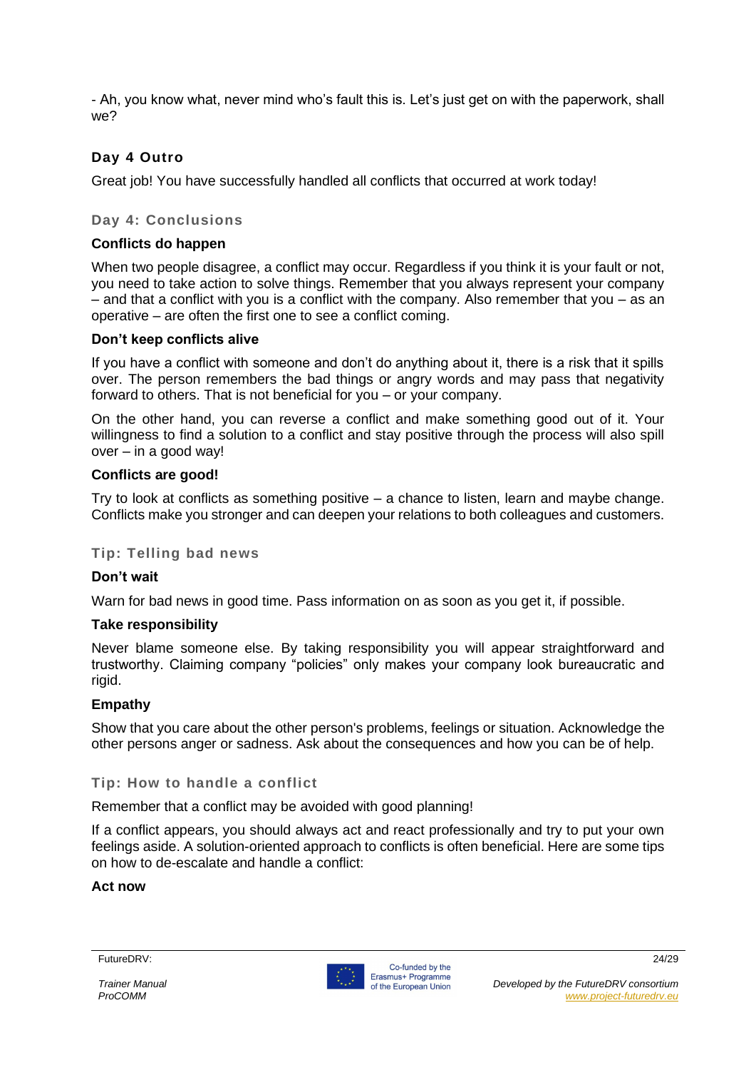- Ah, you know what, never mind who's fault this is. Let's just get on with the paperwork, shall we?

### Day 4 Outro

Great job! You have successfully handled all conflicts that occurred at work today!

### Day 4: Conclusions

**Conflicts do happen**

When two people disagree, a conflict may occur. Regardless if you think it is your fault or not, you need to take action to solve things. Remember that you always represent your company – and that a conflict with you is a conflict with the company. Also remember that you – as an operative – are often the first one to see a conflict coming.

**Don't keep conflicts alive**

If you have a conflict with someone and don't do anything about it, there is a risk that it spills over. The person remembers the bad things or angry words and may pass that negativity forward to others. That is not beneficial for you – or your company.

On the other hand, you can reverse a conflict and make something good out of it. Your willingness to find a solution to a conflict and stay positive through the process will also spill over – in a good way!

**Conflicts are good!**

Try to look at conflicts as something positive – a chance to listen, learn and maybe change. Conflicts make you stronger and can deepen your relations to both colleagues and customers.

### Tip: Telling bad news

**Don't wait**

Warn for bad news in good time. Pass information on as soon as you get it, if possible.

**Take responsibility**

Never blame someone else. By taking responsibility you will appear straightforward and trustworthy. Claiming company "policies" only makes your company look bureaucratic and rigid.

**Empathy**

Show that you care about the other person's problems, feelings or situation. Acknowledge the other persons anger or sadness. Ask about the consequences and how you can be of help.

### Tip: How to handle a conflict

Remember that a conflict may be avoided with good planning!

If a conflict appears, you should always act and react professionally and try to put your own feelings aside. A solution-oriented approach to conflicts is often beneficial. Here are some tips on how to de-escalate and handle a conflict:

**Act now**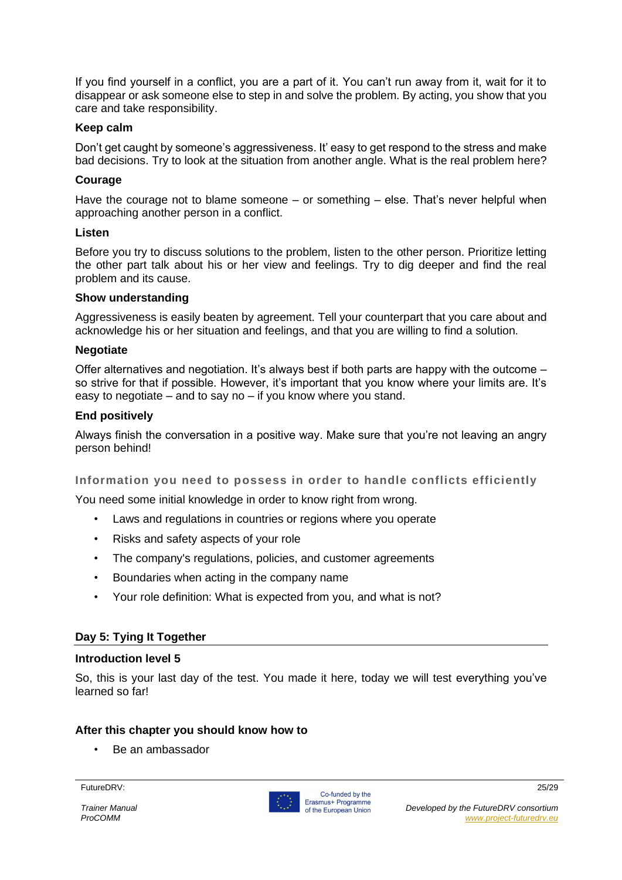If you find yourself in a conflict, you are a part of it. You can't run away from it, wait for it to disappear or ask someone else to step in and solve the problem. By acting, you show that you care and take responsibility.

**Keep calm**

Don't get caught by someone's aggressiveness. It' easy to get respond to the stress and make bad decisions. Try to look at the situation from another angle. What is the real problem here?

**Courage**

Have the courage not to blame someone – or something – else. That's never helpful when approaching another person in a conflict.

**Listen**

Before you try to discuss solutions to the problem, listen to the other person. Prioritize letting the other part talk about his or her view and feelings. Try to dig deeper and find the real problem and its cause.

**Show understanding**

Aggressiveness is easily beaten by agreement. Tell your counterpart that you care about and acknowledge his or her situation and feelings, and that you are willing to find a solution.

**Negotiate**

Offer alternatives and negotiation. It's always best if both parts are happy with the outcome – so strive for that if possible. However, it's important that you know where your limits are. It's easy to negotiate – and to say no – if you know where you stand.

**End positively**

Always finish the conversation in a positive way. Make sure that you're not leaving an angry person behind!

### Information you need to possess in order to handle conflicts efficiently

You need some initial knowledge in order to know right from wrong.

- Laws and regulations in countries or regions where you operate
- Risks and safety aspects of your role
- The company's regulations, policies, and customer agreements
- Boundaries when acting in the company name
- Your role definition: What is expected from you, and what is not?

## Day 5: Tying It Together

**Introduction level 5**

So, this is your last day of the test. You made it here, today we will test everything you've learned so far!

**After this chapter you should know how to**

- Be an ambassador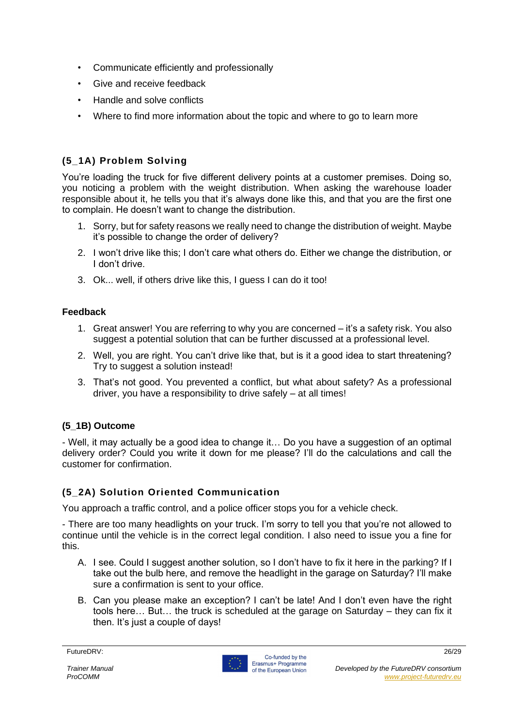- Communicate efficiently and professionally
- Give and receive feedback
- Handle and solve conflicts
- Where to find more information about the topic and where to go to learn more

### (5_1A) Problem Solving

You're loading the truck for five different delivery points at a customer premises. Doing so, you noticing a problem with the weight distribution. When asking the warehouse loader responsible about it, he tells you that it's always done like this, and that you are the first one to complain. He doesn't want to change the distribution.

1. Sorry, but for safety reasons we really need to change the distribution of weight. Maybe it's possible to change the order of delivery?
2. I won't drive like this; I don't care what others do. Either we change the distribution, or I don't drive.
3. Ok... well, if others drive like this, I guess I can do it too!

**Feedback**

1. Great answer! You are referring to why you are concerned – it's a safety risk. You also suggest a potential solution that can be further discussed at a professional level.
2. Well, you are right. You can't drive like that, but is it a good idea to start threatening? Try to suggest a solution instead!
3. That's not good. You prevented a conflict, but what about safety? As a professional driver, you have a responsibility to drive safely – at all times!

### (5_1B) Outcome

- Well, it may actually be a good idea to change it… Do you have a suggestion of an optimal delivery order? Could you write it down for me please? I'll do the calculations and call the customer for confirmation.

### (5_2A) Solution Oriented Communication

You approach a traffic control, and a police officer stops you for a vehicle check.

- There are too many headlights on your truck. I'm sorry to tell you that you're not allowed to continue until the vehicle is in the correct legal condition. I also need to issue you a fine for this.

A. I see. Could I suggest another solution, so I don't have to fix it here in the parking? If I take out the bulb here, and remove the headlight in the garage on Saturday? I'll make sure a confirmation is sent to your office.

B. Can you please make an exception? I can't be late! And I don't even have the right tools here… But… the truck is scheduled at the garage on Saturday – they can fix it then. It's just a couple of days!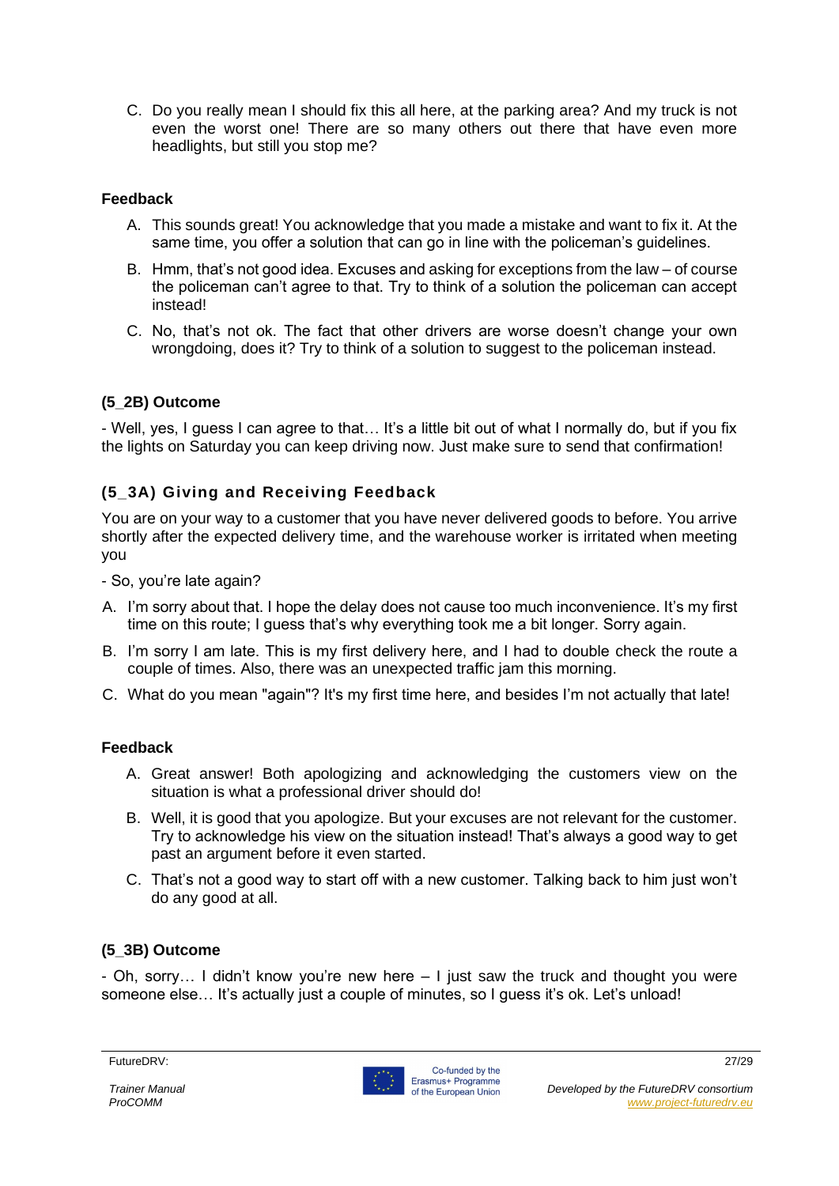C. Do you really mean I should fix this all here, at the parking area? And my truck is not even the worst one! There are so many others out there that have even more headlights, but still you stop me?

**Feedback**

A. This sounds great! You acknowledge that you made a mistake and want to fix it. At the same time, you offer a solution that can go in line with the policeman's guidelines.

B. Hmm, that's not good idea. Excuses and asking for exceptions from the law – of course the policeman can't agree to that. Try to think of a solution the policeman can accept instead!

C. No, that's not ok. The fact that other drivers are worse doesn't change your own wrongdoing, does it? Try to think of a solution to suggest to the policeman instead.

**(5_2B) Outcome**

- Well, yes, I guess I can agree to that… It's a little bit out of what I normally do, but if you fix the lights on Saturday you can keep driving now. Just make sure to send that confirmation!

## (5_3A) Giving and Receiving Feedback

You are on your way to a customer that you have never delivered goods to before. You arrive shortly after the expected delivery time, and the warehouse worker is irritated when meeting you

- So, you're late again?

A. I'm sorry about that. I hope the delay does not cause too much inconvenience. It's my first time on this route; I guess that's why everything took me a bit longer. Sorry again.

B. I'm sorry I am late. This is my first delivery here, and I had to double check the route a couple of times. Also, there was an unexpected traffic jam this morning.

C. What do you mean "again"? It's my first time here, and besides I'm not actually that late!

**Feedback**

A. Great answer! Both apologizing and acknowledging the customers view on the situation is what a professional driver should do!

B. Well, it is good that you apologize. But your excuses are not relevant for the customer. Try to acknowledge his view on the situation instead! That's always a good way to get past an argument before it even started.

C. That's not a good way to start off with a new customer. Talking back to him just won't do any good at all.

**(5_3B) Outcome**

- Oh, sorry… I didn't know you're new here – I just saw the truck and thought you were someone else… It's actually just a couple of minutes, so I guess it's ok. Let's unload!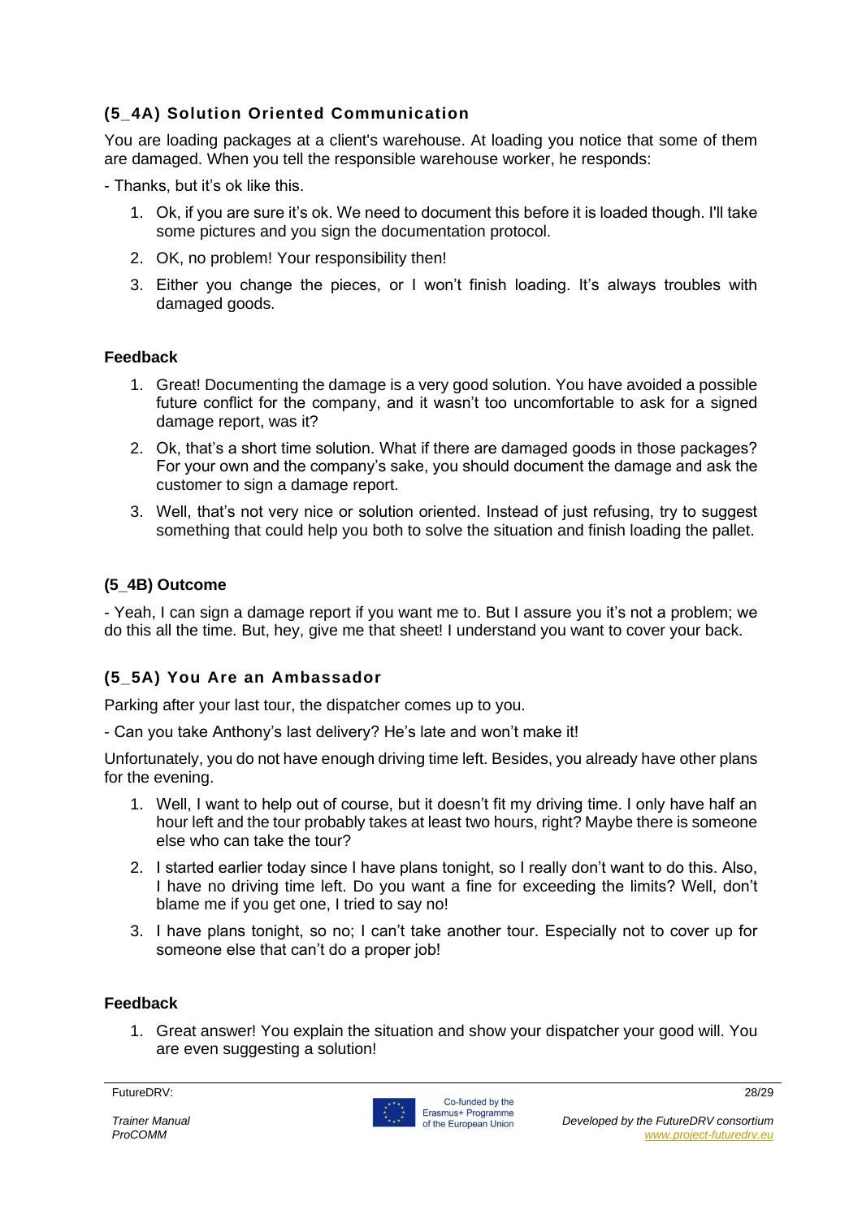### (5_4A) Solution Oriented Communication

You are loading packages at a client's warehouse. At loading you notice that some of them are damaged. When you tell the responsible warehouse worker, he responds:

- Thanks, but it's ok like this.

1. Ok, if you are sure it's ok. We need to document this before it is loaded though. I'll take some pictures and you sign the documentation protocol.
2. OK, no problem! Your responsibility then!
3. Either you change the pieces, or I won't finish loading. It's always troubles with damaged goods.

#### Feedback

1. Great! Documenting the damage is a very good solution. You have avoided a possible future conflict for the company, and it wasn't too uncomfortable to ask for a signed damage report, was it?
2. Ok, that's a short time solution. What if there are damaged goods in those packages? For your own and the company's sake, you should document the damage and ask the customer to sign a damage report.
3. Well, that's not very nice or solution oriented. Instead of just refusing, try to suggest something that could help you both to solve the situation and finish loading the pallet.

#### (5_4B) Outcome

- Yeah, I can sign a damage report if you want me to. But I assure you it's not a problem; we do this all the time. But, hey, give me that sheet! I understand you want to cover your back.

### (5_5A) You Are an Ambassador

Parking after your last tour, the dispatcher comes up to you.

- Can you take Anthony's last delivery? He's late and won't make it!

Unfortunately, you do not have enough driving time left. Besides, you already have other plans for the evening.

1. Well, I want to help out of course, but it doesn't fit my driving time. I only have half an hour left and the tour probably takes at least two hours, right? Maybe there is someone else who can take the tour?
2. I started earlier today since I have plans tonight, so I really don't want to do this. Also, I have no driving time left. Do you want a fine for exceeding the limits? Well, don't blame me if you get one, I tried to say no!
3. I have plans tonight, so no; I can't take another tour. Especially not to cover up for someone else that can't do a proper job!

#### Feedback

1. Great answer! You explain the situation and show your dispatcher your good will. You are even suggesting a solution!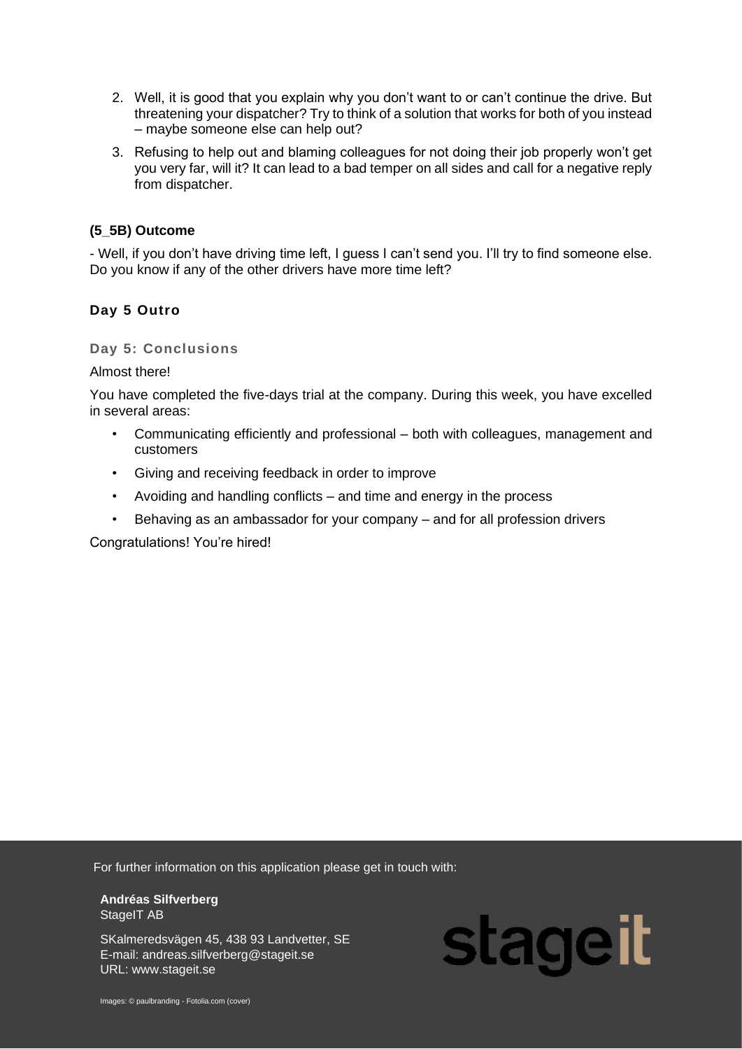2. Well, it is good that you explain why you don't want to or can't continue the drive. But threatening your dispatcher? Try to think of a solution that works for both of you instead – maybe someone else can help out?

3. Refusing to help out and blaming colleagues for not doing their job properly won't get you very far, will it? It can lead to a bad temper on all sides and call for a negative reply from dispatcher.

**(5_5B) Outcome**

- Well, if you don't have driving time left, I guess I can't send you. I'll try to find someone else. Do you know if any of the other drivers have more time left?

## Day 5 Outro

### Day 5: Conclusions

Almost there!

You have completed the five-days trial at the company. During this week, you have excelled in several areas:

- Communicating efficiently and professional – both with colleagues, management and customers
- Giving and receiving feedback in order to improve
- Avoiding and handling conflicts – and time and energy in the process
- Behaving as an ambassador for your company – and for all profession drivers

Congratulations! You're hired!

For further information on this application please get in touch with:

**Andréas Silfverberg**
StageIT AB

SKalmeredsvägen 45, 438 93 Landvetter, SE
E-mail: andreas.silfverberg@stageit.se
URL: www.stageit.se

stageit

Images: © paulbranding - Fotolia.com (cover)